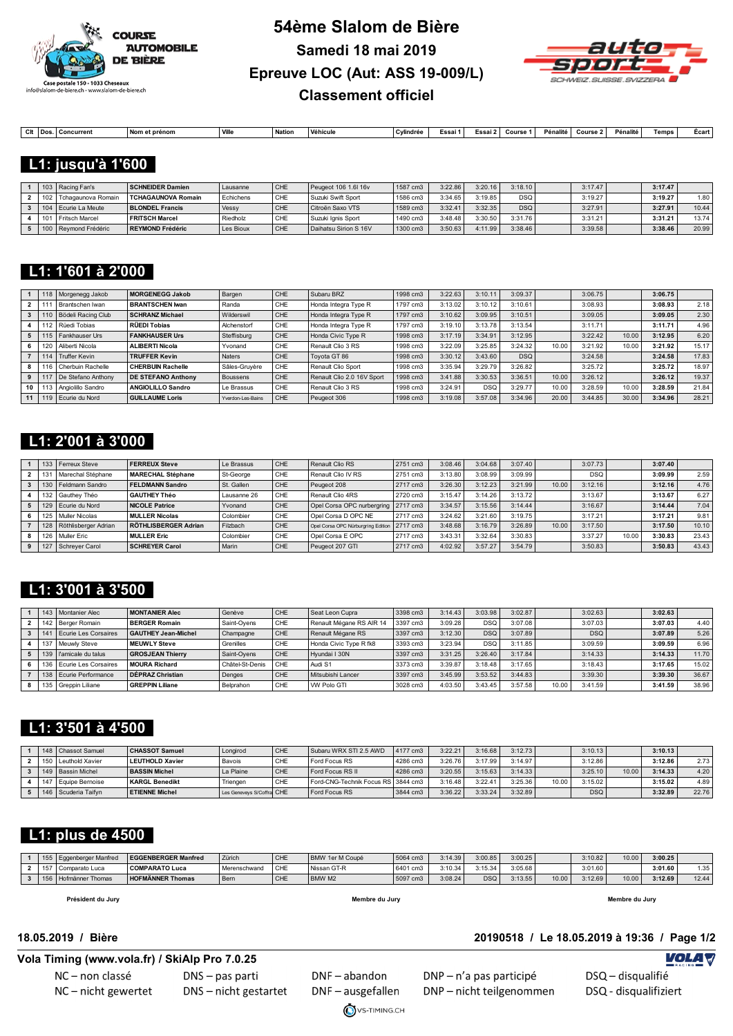# 54ème Slalom de Bière

## Samedi 18 mai 2019

## Epreuve LOC (Aut: ASS 19-009/L)

## Classement officiel

COURSE AUTOMOBILE DE BIÈRE
Case postale 150 - 1033 Cheseaux
info@slalom-de-biere.ch - www.slalom-de-biere.ch

## L1: jusqu'à 1'600

| Clt | Dos. | Concurrent | Nom et prénom | Ville | Nation | Véhicule | Cylindrée | Essai 1 | Essai 2 | Course 1 | Pénalité | Course 2 | Pénalité | Temps | Écart |
|---|---|---|---|---|---|---|---|---|---|---|---|---|---|---|---|
| 1 | 103 | Racing Fan's | **SCHNEIDER Damien** | Lausanne | CHE | Peugeot 106 1.6l 16v | 1587 cm3 | 3:22.86 | 3:20.16 | 3:18.10 | | 3:17.47 | | **3:17.47** | |
| 2 | 102 | Tchagaunova Romain | **TCHAGAUNOVA Romain** | Echichens | CHE | Suzuki Swift Sport | 1586 cm3 | 3:34.65 | 3:19.85 | DSQ | | 3:19.27 | | **3:19.27** | 1.80 |
| 3 | 104 | Ecurie La Meute | **BLONDEL Francis** | Vessy | CHE | Citroën Saxo VTS | 1589 cm3 | 3:32.41 | 3:32.35 | DSQ | | 3:27.91 | | **3:27.91** | 10.44 |
| 4 | 101 | Fritsch Marcel | **FRITSCH Marcel** | Riedholz | CHE | Suzuki Ignis Sport | 1490 cm3 | 3:48.48 | 3:30.50 | 3:31.76 | | 3:31.21 | | **3:31.21** | 13.74 |
| 5 | 100 | Reymond Frédéric | **REYMOND Frédéric** | Les Bioux | CHE | Daihatsu Sirion S 16V | 1300 cm3 | 3:50.63 | 4:11.99 | 3:38.46 | | 3:39.58 | | **3:38.46** | 20.99 |

## L1: 1'601 à 2'000

| Clt | Dos. | Concurrent | Nom et prénom | Ville | Nation | Véhicule | Cylindrée | Essai 1 | Essai 2 | Course 1 | Pénalité | Course 2 | Pénalité | Temps | Écart |
|---|---|---|---|---|---|---|---|---|---|---|---|---|---|---|---|
| 1 | 118 | Morgenegg Jakob | **MORGENEGG Jakob** | Bargen | CHE | Subaru BRZ | 1998 cm3 | 3:22.63 | 3:10.11 | 3:09.37 | | 3:06.75 | | **3:06.75** | |
| 2 | 111 | Brantschen Iwan | **BRANTSCHEN Iwan** | Randa | CHE | Honda Integra Type R | 1797 cm3 | 3:13.02 | 3:10.12 | 3:10.61 | | 3:08.93 | | **3:08.93** | 2.18 |
| 3 | 110 | Bödeli Racing Club | **SCHRANZ Michael** | Wilderswil | CHE | Honda Integra Type R | 1797 cm3 | 3:10.62 | 3:09.95 | 3:10.51 | | 3:09.05 | | **3:09.05** | 2.30 |
| 4 | 112 | Rüedi Tobias | **RÜEDI Tobias** | Alchenstorf | CHE | Honda Integra Type R | 1797 cm3 | 3:19.10 | 3:13.78 | 3:13.54 | | 3:11.71 | | **3:11.71** | 4.96 |
| 5 | 115 | Fankhauser Urs | **FANKHAUSER Urs** | Steffisburg | CHE | Honda Civic Type R | 1998 cm3 | 3:17.19 | 3:34.91 | 3:12.95 | | 3:22.42 | 10.00 | **3:12.95** | 6.20 |
| 6 | 120 | Aliberti Nicola | **ALIBERTI Nicola** | Yvonand | CHE | Renault Clio 3 RS | 1998 cm3 | 3:22.09 | 3:25.85 | 3:24.32 | 10.00 | 3:21.92 | 10.00 | **3:21.92** | 15.17 |
| 7 | 114 | Truffer Kevin | **TRUFFER Kevin** | Naters | CHE | Toyota GT 86 | 1998 cm3 | 3:30.12 | 3:43.60 | DSQ | | 3:24.58 | | **3:24.58** | 17.83 |
| 8 | 116 | Cherbuin Rachelle | **CHERBUIN Rachelle** | Sâles-Gruyère | CHE | Renault Clio Sport | 1998 cm3 | 3:35.94 | 3:29.79 | 3:26.82 | | 3:25.72 | | **3:25.72** | 18.97 |
| 9 | 117 | De Stefano Anthony | **DE STEFANO Anthony** | Boussens | CHE | Renault Clio 2.0 16V Sport | 1998 cm3 | 3:41.88 | 3:30.53 | 3:36.51 | 10.00 | 3:26.12 | | **3:26.12** | 19.37 |
| 10 | 113 | Angiolillo Sandro | **ANGIOLILLO Sandro** | Le Brassus | CHE | Renault Clio 3 RS | 1998 cm3 | 3:24.91 | DSQ | 3:29.77 | 10.00 | 3:28.59 | 10.00 | **3:28.59** | 21.84 |
| 11 | 119 | Ecurie du Nord | **GUILLAUME Loris** | Yverdon-Les-Bains | CHE | Peugeot 306 | 1998 cm3 | 3:19.08 | 3:57.08 | 3:34.96 | 20.00 | 3:44.85 | 30.00 | **3:34.96** | 28.21 |

## L1: 2'001 à 3'000

| Clt | Dos. | Concurrent | Nom et prénom | Ville | Nation | Véhicule | Cylindrée | Essai 1 | Essai 2 | Course 1 | Pénalité | Course 2 | Pénalité | Temps | Écart |
|---|---|---|---|---|---|---|---|---|---|---|---|---|---|---|---|
| 1 | 133 | Ferreux Steve | **FERREUX Steve** | Le Brassus | CHE | Renault Clio RS | 2751 cm3 | 3:08.46 | 3:04.68 | 3:07.40 | | 3:07.73 | | **3:07.40** | |
| 2 | 131 | Marechal Stéphane | **MARECHAL Stéphane** | St-George | CHE | Renault Clio IV RS | 2751 cm3 | 3:13.80 | 3:08.99 | 3:09.99 | | DSQ | | **3:09.99** | 2.59 |
| 3 | 130 | Feldmann Sandro | **FELDMANN Sandro** | St. Gallen | CHE | Peugeot 208 | 2717 cm3 | 3:26.30 | 3:12.23 | 3:21.99 | 10.00 | 3:12.16 | | **3:12.16** | 4.76 |
| 4 | 132 | Gauthey Théo | **GAUTHEY Théo** | Lausanne 26 | CHE | Renault Clio 4RS | 2720 cm3 | 3:15.47 | 3:14.26 | 3:13.72 | | 3:13.67 | | **3:13.67** | 6.27 |
| 5 | 129 | Ecurie du Nord | **NICOLE Patrice** | Yvonand | CHE | Opel Corsa OPC nurbergring | 2717 cm3 | 3:34.57 | 3:15.56 | 3:14.44 | | 3:16.67 | | **3:14.44** | 7.04 |
| 6 | 125 | Muller Nicolas | **MULLER Nicolas** | Colombier | CHE | Opel Corsa D OPC NE | 2717 cm3 | 3:24.62 | 3:21.60 | 3:19.75 | | 3:17.21 | | **3:17.21** | 9.81 |
| 7 | 128 | Röthlisberger Adrian | **RÖTHLISBERGER Adrian** | Filzbach | CHE | Opel Corsa OPC Nürburgring Edition | 2717 cm3 | 3:48.68 | 3:16.79 | 3:26.89 | 10.00 | 3:17.50 | | **3:17.50** | 10.10 |
| 8 | 126 | Muller Eric | **MULLER Eric** | Colombier | CHE | Opel Corsa E OPC | 2717 cm3 | 3:43.31 | 3:32.64 | 3:30.83 | | 3:37.27 | 10.00 | **3:30.83** | 23.43 |
| 9 | 127 | Schreyer Carol | **SCHREYER Carol** | Marin | CHE | Peugeot 207 GTI | 2717 cm3 | 4:02.92 | 3:57.27 | 3:54.79 | | 3:50.83 | | **3:50.83** | 43.43 |

## L1: 3'001 à 3'500

| Clt | Dos. | Concurrent | Nom et prénom | Ville | Nation | Véhicule | Cylindrée | Essai 1 | Essai 2 | Course 1 | Pénalité | Course 2 | Pénalité | Temps | Écart |
|---|---|---|---|---|---|---|---|---|---|---|---|---|---|---|---|
| 1 | 143 | Montanier Alec | **MONTANIER Alec** | Genève | CHE | Seat Leon Cupra | 3398 cm3 | 3:14.43 | 3:03.98 | 3:02.87 | | 3:02.63 | | **3:02.63** | |
| 2 | 142 | Berger Romain | **BERGER Romain** | Saint-Oyens | CHE | Renault Mégane RS AIR 14 | 3397 cm3 | 3:09.28 | DSQ | 3:07.08 | | 3:07.03 | | **3:07.03** | 4.40 |
| 3 | 141 | Ecurie Les Corsaires | **GAUTHEY Jean-Michel** | Champagne | CHE | Renault Mégane RS | 3397 cm3 | 3:12.30 | DSQ | 3:07.89 | | DSQ | | **3:07.89** | 5.26 |
| 4 | 137 | Meuwly Steve | **MEUWLY Steve** | Grenilles | CHE | Honda Civic Type R fk8 | 3393 cm3 | 3:23.94 | DSQ | 3:11.85 | | 3:09.59 | | **3:09.59** | 6.96 |
| 5 | 139 | l'amicale du talus | **GROSJEAN Thierry** | Saint-Oyens | CHE | Hyundai I 30N | 3397 cm3 | 3:31.25 | 3:26.40 | 3:17.84 | | 3:14.33 | | **3:14.33** | 11.70 |
| 6 | 136 | Ecurie Les Corsaires | **MOURA Richard** | Châtel-St-Denis | CHE | Audi S1 | 3373 cm3 | 3:39.87 | 3:18.48 | 3:17.65 | | 3:18.43 | | **3:17.65** | 15.02 |
| 7 | 138 | Ecurie Performance | **DÉPRAZ Christian** | Denges | CHE | Mitsubishi Lancer | 3397 cm3 | 3:45.99 | 3:53.52 | 3:44.83 | | 3:39.30 | | **3:39.30** | 36.67 |
| 8 | 135 | Greppin Liliane | **GREPPIN Liliane** | Belprahon | CHE | VW Polo GTI | 3028 cm3 | 4:03.50 | 3:43.45 | 3:57.58 | 10.00 | 3:41.59 | | **3:41.59** | 38.96 |

## L1: 3'501 à 4'500

| Clt | Dos. | Concurrent | Nom et prénom | Ville | Nation | Véhicule | Cylindrée | Essai 1 | Essai 2 | Course 1 | Pénalité | Course 2 | Pénalité | Temps | Écart |
|---|---|---|---|---|---|---|---|---|---|---|---|---|---|---|---|
| 1 | 148 | Chassot Samuel | **CHASSOT Samuel** | Longirod | CHE | Subaru WRX STI 2.5 AWD | 4177 cm3 | 3:22.21 | 3:16.68 | 3:12.73 | | 3:10.13 | | **3:10.13** | |
| 2 | 150 | Leuthold Xavier | **LEUTHOLD Xavier** | Bavois | CHE | Ford Focus RS | 4286 cm3 | 3:26.76 | 3:17.99 | 3:14.97 | | 3:12.86 | | **3:12.86** | 2.73 |
| 3 | 149 | Bassin Michel | **BASSIN Michel** | La Plaine | CHE | Ford Focus RS II | 4286 cm3 | 3:20.55 | 3:15.63 | 3:14.33 | | 3:25.10 | 10.00 | **3:14.33** | 4.20 |
| 4 | 147 | Equipe Bernoise | **KARGL Benedikt** | Triengen | CHE | Ford-CNG-Technik Focus RS | 3844 cm3 | 3:16.48 | 3:22.41 | 3:25.36 | 10.00 | 3:15.02 | | **3:15.02** | 4.89 |
| 5 | 146 | Scuderia Taifyn | **ETIENNE Michel** | Les Geneveys S/Coffrane | CHE | Ford Focus RS | 3844 cm3 | 3:36.22 | 3:33.24 | 3:32.89 | | DSQ | | **3:32.89** | 22.76 |

## L1: plus de 4500

| Clt | Dos. | Concurrent | Nom et prénom | Ville | Nation | Véhicule | Cylindrée | Essai 1 | Essai 2 | Course 1 | Pénalité | Course 2 | Pénalité | Temps | Écart |
|---|---|---|---|---|---|---|---|---|---|---|---|---|---|---|---|
| 1 | 155 | Eggenberger Manfred | **EGGENBERGER Manfred** | Zürich | CHE | BMW 1er M Coupé | 5064 cm3 | 3:14.39 | 3:00.85 | 3:00.25 | | 3:10.82 | 10.00 | **3:00.25** | |
| 2 | 157 | Comparato Luca | **COMPARATO Luca** | Merenschwand | CHE | Nissan GT-R | 6401 cm3 | 3:10.34 | 3:15.34 | 3:05.68 | | 3:01.60 | | **3:01.60** | 1.35 |
| 3 | 156 | Hofmänner Thomas | **HOFMÄNNER Thomas** | Bern | CHE | BMW M2 | 5097 cm3 | 3:08.24 | DSQ | 3:13.55 | 10.00 | 3:12.69 | 10.00 | **3:12.69** | 12.44 |

**Président du Jury** **Membre du Jury** **Membre du Jury**

**18.05.2019 / Bière** **20190518 / Le 18.05.2019 à 19:36**

**Vola Timing (www.vola.fr) / SkiAlp Pro 7.0.25**

NC – non classé / NC – nicht gewertet
DNS – pas parti / DNS – nicht gestartet
DNF – abandon / DNF – ausgefallen
DNP – n'a pas participé / DNP – nicht teilgenommen
DSQ – disqualifié / DSQ - disqualifiziert

VS-TIMING.CH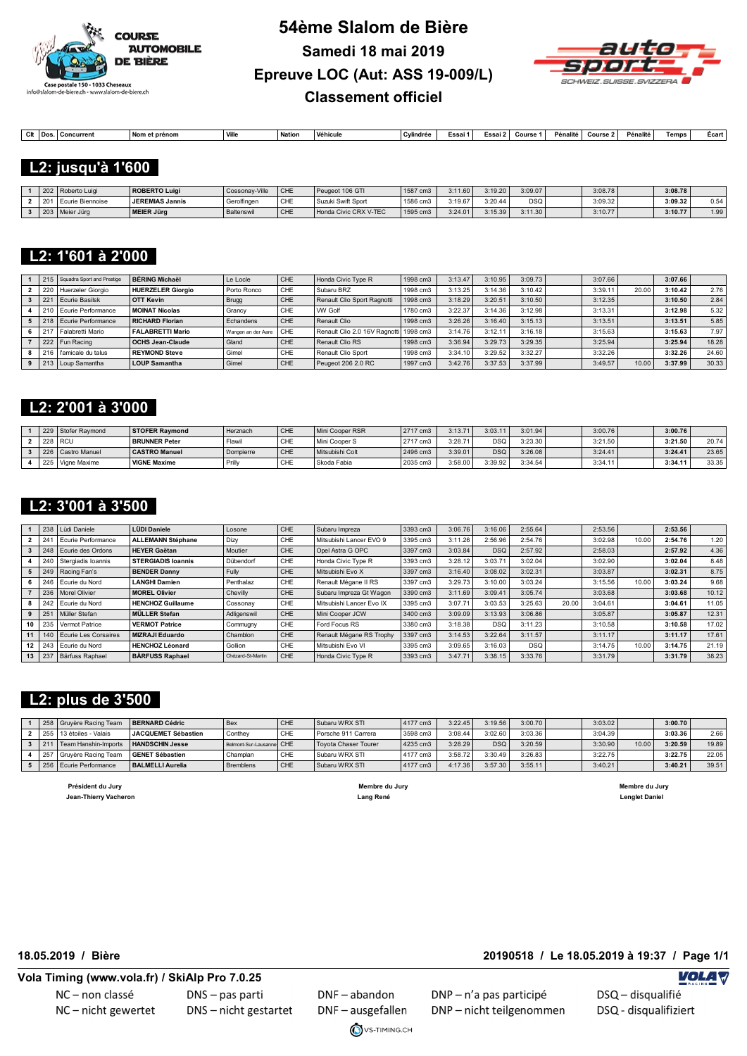# 54ème Slalom de Bière

## Samedi 18 mai 2019

## Epreuve LOC (Aut: ASS 19-009/L)

## Classement officiel

### L2: jusqu'à 1'600

| Clt | Dos. | Concurrent | Nom et prénom | Ville | Nation | Véhicule | Cylindrée | Essai 1 | Essai 2 | Course 1 | Pénalité | Course 2 | Pénalité | Temps | Écart |
|---|---|---|---|---|---|---|---|---|---|---|---|---|---|---|---|
| 1 | 202 | Roberto Luigi | **ROBERTO Luigi** | Cossonay-Ville | CHE | Peugeot 106 GTI | 1587 cm3 | 3:11.60 | 3:19.20 | 3:09.07 | | 3:08.78 | | **3:08.78** | |
| 2 | 201 | Ecurie Biennoise | **JEREMIAS Jannis** | Gerolfingen | CHE | Suzuki Swift Sport | 1586 cm3 | 3:19.67 | 3:20.44 | DSQ | | 3:09.32 | | **3:09.32** | 0.54 |
| 3 | 203 | Meier Jürg | **MEIER Jürg** | Baltenswil | CHE | Honda Civic CRX V-TEC | 1595 cm3 | 3:24.01 | 3:15.39 | 3:11.30 | | 3:10.77 | | **3:10.77** | 1.99 |

### L2: 1'601 à 2'000

| Clt | Dos. | Concurrent | Nom et prénom | Ville | Nation | Véhicule | Cylindrée | Essai 1 | Essai 2 | Course 1 | Pénalité | Course 2 | Pénalité | Temps | Écart |
|---|---|---|---|---|---|---|---|---|---|---|---|---|---|---|---|
| 1 | 215 | Squadra Sport and Prestige | **BÉRING Michaël** | Le Locle | CHE | Honda Civic Type R | 1998 cm3 | 3:13.47 | 3:10.95 | 3:09.73 | | 3:07.66 | | **3:07.66** | |
| 2 | 220 | Huerzeler Giorgio | **HUERZELER Giorgio** | Porto Ronco | CHE | Subaru BRZ | 1998 cm3 | 3:13.25 | 3:14.36 | 3:10.42 | | 3:39.11 | 20.00 | **3:10.42** | 2.76 |
| 3 | 221 | Ecurie Basilisk | **OTT Kevin** | Brugg | CHE | Renault Clio Sport Ragnotti | 1998 cm3 | 3:18.29 | 3:20.51 | 3:10.50 | | 3:12.35 | | **3:10.50** | 2.84 |
| 4 | 210 | Ecurie Performance | **MOINAT Nicolas** | Grancy | CHE | VW Golf | 1780 cm3 | 3:22.37 | 3:14.36 | 3:12.98 | | 3:13.31 | | **3:12.98** | 5.32 |
| 5 | 218 | Ecurie Performance | **RICHARD Florian** | Echandens | CHE | Renault Clio | 1998 cm3 | 3:26.26 | 3:16.40 | 3:15.13 | | 3:13.51 | | **3:13.51** | 5.85 |
| 6 | 217 | Falabretti Mario | **FALABRETTI Mario** | Wangen an der Aare | CHE | Renault Clio 2.0 16V Ragnotti | 1998 cm3 | 3:14.76 | 3:12.11 | 3:16.18 | | 3:15.63 | | **3:15.63** | 7.97 |
| 7 | 222 | Fun Racing | **OCHS Jean-Claude** | Gland | CHE | Renault Clio RS | 1998 cm3 | 3:36.94 | 3:29.73 | 3:29.35 | | 3:25.94 | | **3:25.94** | 18.28 |
| 8 | 216 | l'amicale du talus | **REYMOND Steve** | Gimel | CHE | Renault Clio Sport | 1998 cm3 | 3:34.10 | 3:29.52 | 3:32.27 | | 3:32.26 | | **3:32.26** | 24.60 |
| 9 | 213 | Loup Samantha | **LOUP Samantha** | Gimel | CHE | Peugeot 206 2.0 RC | 1997 cm3 | 3:42.76 | 3:37.53 | 3:37.99 | | 3:49.57 | 10.00 | **3:37.99** | 30.33 |

### L2: 2'001 à 3'000

| Clt | Dos. | Concurrent | Nom et prénom | Ville | Nation | Véhicule | Cylindrée | Essai 1 | Essai 2 | Course 1 | Pénalité | Course 2 | Pénalité | Temps | Écart |
|---|---|---|---|---|---|---|---|---|---|---|---|---|---|---|---|
| 1 | 229 | Stofer Raymond | **STOFER Raymond** | Herznach | CHE | Mini Cooper RSR | 2717 cm3 | 3:13.71 | 3:03.11 | 3:01.94 | | 3:00.76 | | **3:00.76** | |
| 2 | 228 | RCU | **BRUNNER Peter** | Flawil | CHE | Mini Cooper S | 2717 cm3 | 3:28.71 | DSQ | 3:23.30 | | 3:21.50 | | **3:21.50** | 20.74 |
| 3 | 226 | Castro Manuel | **CASTRO Manuel** | Dompierre | CHE | Mitsubishi Colt | 2496 cm3 | 3:39.01 | DSQ | 3:26.08 | | 3:24.41 | | **3:24.41** | 23.65 |
| 4 | 225 | Vigne Maxime | **VIGNE Maxime** | Prilly | CHE | Skoda Fabia | 2035 cm3 | 3:58.00 | 3:39.92 | 3:34.54 | | 3:34.11 | | **3:34.11** | 33.35 |

### L2: 3'001 à 3'500

| Clt | Dos. | Concurrent | Nom et prénom | Ville | Nation | Véhicule | Cylindrée | Essai 1 | Essai 2 | Course 1 | Pénalité | Course 2 | Pénalité | Temps | Écart |
|---|---|---|---|---|---|---|---|---|---|---|---|---|---|---|---|
| 1 | 238 | Lüdi Daniele | **LÜDI Daniele** | Losone | CHE | Subaru Impreza | 3393 cm3 | 3:06.76 | 3:16.06 | 2:55.64 | | 2:53.56 | | **2:53.56** | |
| 2 | 241 | Ecurie Performance | **ALLEMANN Stéphane** | Dizy | CHE | Mitsubishi Lancer EVO 9 | 3395 cm3 | 3:11.26 | 2:56.96 | 2:54.76 | | 3:02.98 | 10.00 | **2:54.76** | 1.20 |
| 3 | 248 | Ecurie des Ordons | **HEYER Gaëtan** | Moutier | CHE | Opel Astra G OPC | 3397 cm3 | 3:03.84 | DSQ | 2:57.92 | | 2:58.03 | | **2:57.92** | 4.36 |
| 4 | 240 | Stergiadis Ioannis | **STERGIADIS Ioannis** | Dübendorf | CHE | Honda Civic Type R | 3393 cm3 | 3:28.12 | 3:03.71 | 3:02.04 | | 3:02.90 | | **3:02.04** | 8.48 |
| 5 | 249 | Racing Fan's | **BENDER Danny** | Fully | CHE | Mitsubishi Evo X | 3397 cm3 | 3:16.40 | 3:08.02 | 3:02.31 | | 3:03.87 | | **3:02.31** | 8.75 |
| 6 | 246 | Ecurie du Nord | **LANGHI Damien** | Penthalaz | CHE | Renault Mégane II RS | 3397 cm3 | 3:29.73 | 3:10.00 | 3:03.24 | | 3:15.56 | 10.00 | **3:03.24** | 9.68 |
| 7 | 236 | Morel Olivier | **MOREL Olivier** | Chevilly | CHE | Subaru Impreza Gt Wagon | 3390 cm3 | 3:11.69 | 3:09.41 | 3:05.74 | | 3:03.68 | | **3:03.68** | 10.12 |
| 8 | 242 | Ecurie du Nord | **HENCHOZ Guillaume** | Cossonay | CHE | Mitsubishi Lancer Evo IX | 3395 cm3 | 3:07.71 | 3:03.53 | 3:25.63 | 20.00 | 3:04.61 | | **3:04.61** | 11.05 |
| 9 | 251 | Müller Stefan | **MÜLLER Stefan** | Adligenswil | CHE | Mini Cooper JCW | 3400 cm3 | 3:09.09 | 3:13.93 | 3:06.86 | | 3:05.87 | | **3:05.87** | 12.31 |
| 10 | 235 | Vermot Patrice | **VERMOT Patrice** | Commugny | CHE | Ford Focus RS | 3380 cm3 | 3:18.38 | DSQ | 3:11.23 | | 3:10.58 | | **3:10.58** | 17.02 |
| 11 | 140 | Ecurie Les Corsaires | **MIZRAJI Eduardo** | Chambion | CHE | Renault Mégane RS Trophy | 3397 cm3 | 3:14.53 | 3:22.64 | 3:11.57 | | 3:11.17 | | **3:11.17** | 17.61 |
| 12 | 243 | Ecurie du Nord | **HENCHOZ Léonard** | Gollion | CHE | Mitsubishi Evo VI | 3395 cm3 | 3:09.65 | 3:16.03 | DSQ | | 3:14.75 | 10.00 | **3:14.75** | 21.19 |
| 13 | 237 | Bärfuss Raphael | **BÄRFUSS Raphael** | Chézard-St-Martin | CHE | Honda Civic Type R | 3393 cm3 | 3:47.71 | 3:38.15 | 3:33.76 | | 3:31.79 | | **3:31.79** | 38.23 |

### L2: plus de 3'500

| Clt | Dos. | Concurrent | Nom et prénom | Ville | Nation | Véhicule | Cylindrée | Essai 1 | Essai 2 | Course 1 | Pénalité | Course 2 | Pénalité | Temps | Écart |
|---|---|---|---|---|---|---|---|---|---|---|---|---|---|---|---|
| 1 | 258 | Gruyère Racing Team | **BERNARD Cédric** | Bex | CHE | Subaru WRX STI | 4177 cm3 | 3:22.45 | 3:19.56 | 3:00.70 | | 3:03.02 | | **3:00.70** | |
| 2 | 255 | 13 étoiles - Valais | **JACQUEMET Sébastien** | Conthey | CHE | Porsche 911 Carrera | 3598 cm3 | 3:08.44 | 3:02.60 | 3:03.36 | | 3:04.39 | | **3:03.36** | 2.66 |
| 3 | 211 | Team Hanshin-Imports | **HANDSCHIN Jesse** | Belmont-Sur-Lausanne | CHE | Toyota Chaser Tourer | 4235 cm3 | 3:28.29 | DSQ | 3:20.59 | | 3:30.90 | 10.00 | **3:20.59** | 19.89 |
| 4 | 257 | Gruyère Racing Team | **GENET Sébastien** | Champlan | CHE | Subaru WRX STI | 4177 cm3 | 3:58.72 | 3:30.49 | 3:26.83 | | 3:22.75 | | **3:22.75** | 22.05 |
| 5 | 256 | Ecurie Performance | **BALMELLI Aurelia** | Bremblens | CHE | Subaru WRX STI | 4177 cm3 | 4:17.36 | 3:57.30 | 3:55.11 | | 3:40.21 | | **3:40.21** | 39.51 |

**Président du Jury**
**Jean-Thierry Vacheron**

**Membre du Jury**
**Lang René**

**Membre du Jury**
**Lenglet Daniel**

**18.05.2019 / Bière** — **20190518 / Le 18.05.2019 à 19:37**

**Vola Timing (www.vola.fr) / SkiAlp Pro 7.0.25**

NC – non classé / NC – nicht gewertet
DNS – pas parti / DNS – nicht gestartet
DNF – abandon / DNF – ausgefallen
DNP – n'a pas participé / DNP – nicht teilgenommen
DSQ – disqualifié / DSQ - disqualifiziert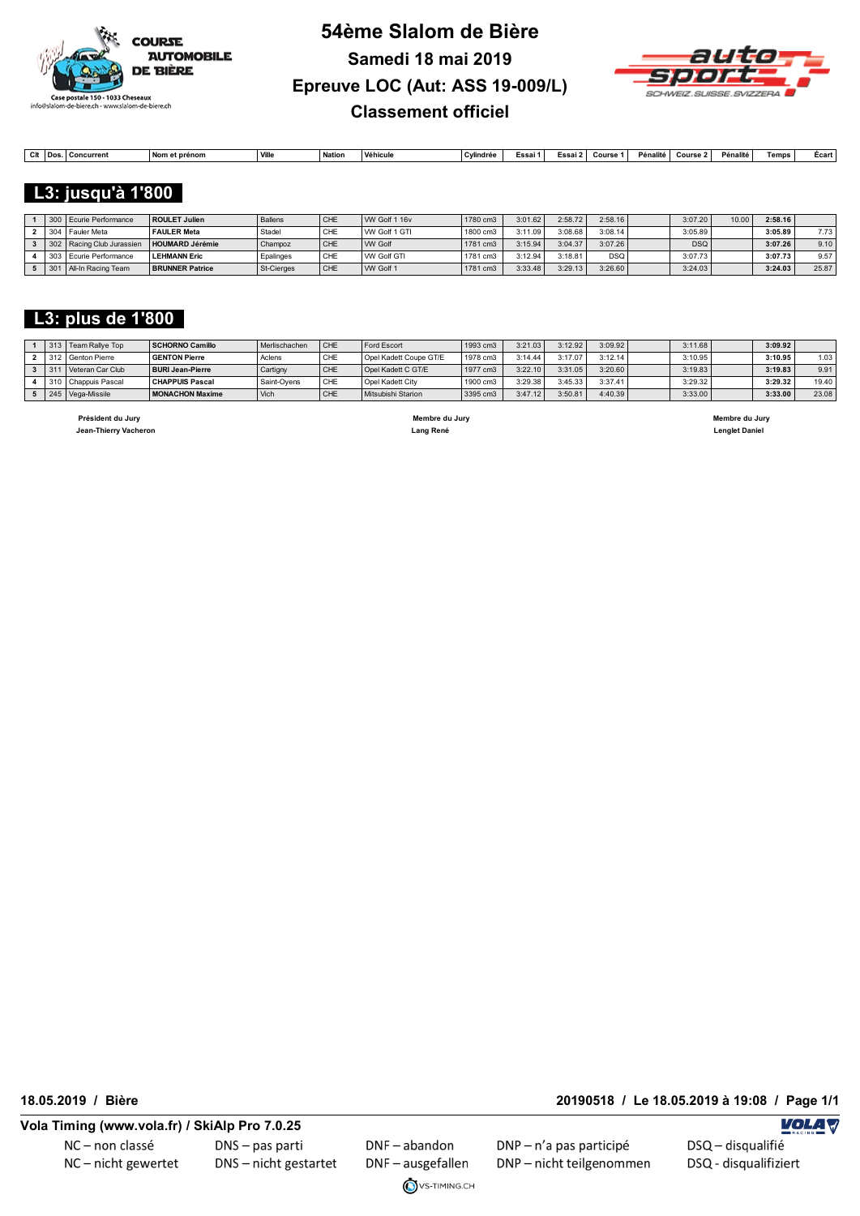# 54ème Slalom de Bière

## Samedi 18 mai 2019

## Epreuve LOC (Aut: ASS 19-009/L)

## Classement officiel

COURSE AUTOMOBILE DE BIÈRE
Case postale 150 - 1033 Cheseaux
info@slalom-de-biere.ch - www.slalom-de-biere.ch

### L3: jusqu'à 1'800

| Clt | Dos. | Concurrent | Nom et prénom | Ville | Nation | Véhicule | Cylindrée | Essai 1 | Essai 2 | Course 1 | Pénalité | Course 2 | Pénalité | Temps | Écart |
|---|---|---|---|---|---|---|---|---|---|---|---|---|---|---|---|
| 1 | 300 | Ecurie Performance | **ROULET Julien** | Ballens | CHE | VW Golf 1 16v | 1780 cm3 | 3:01.62 | 2:58.72 | 2:58.16 | | 3:07.20 | 10.00 | **2:58.16** | |
| 2 | 304 | Fauler Meta | **FAULER Meta** | Stadel | CHE | VW Golf 1 GTI | 1800 cm3 | 3:11.09 | 3:08.68 | 3:08.14 | | 3:05.89 | | **3:05.89** | 7.73 |
| 3 | 302 | Racing Club Jurassien | **HOUMARD Jérémie** | Champoz | CHE | VW Golf | 1781 cm3 | 3:15.94 | 3:04.37 | 3:07.26 | | DSQ | | **3:07.26** | 9.10 |
| 4 | 303 | Ecurie Performance | **LEHMANN Eric** | Epalinges | CHE | VW Golf GTI | 1781 cm3 | 3:12.94 | 3:18.81 | DSQ | | 3:07.73 | | **3:07.73** | 9.57 |
| 5 | 301 | All-In Racing Team | **BRUNNER Patrice** | St-Cierges | CHE | VW Golf 1 | 1781 cm3 | 3:33.48 | 3:29.13 | 3:26.60 | | 3:24.03 | | **3:24.03** | 25.87 |

### L3: plus de 1'800

| Clt | Dos. | Concurrent | Nom et prénom | Ville | Nation | Véhicule | Cylindrée | Essai 1 | Essai 2 | Course 1 | Pénalité | Course 2 | Pénalité | Temps | Écart |
|---|---|---|---|---|---|---|---|---|---|---|---|---|---|---|---|
| 1 | 313 | Team Rallye Top | **SCHORNO Camillo** | Merlischachen | CHE | Ford Escort | 1993 cm3 | 3:21.03 | 3:12.92 | 3:09.92 | | 3:11.68 | | **3:09.92** | |
| 2 | 312 | Genton Pierre | **GENTON Pierre** | Aclens | CHE | Opel Kadett Coupe GT/E | 1978 cm3 | 3:14.44 | 3:17.07 | 3:12.14 | | 3:10.95 | | **3:10.95** | 1.03 |
| 3 | 311 | Veteran Car Club | **BURI Jean-Pierre** | Cartigny | CHE | Opel Kadett C GT/E | 1977 cm3 | 3:22.10 | 3:31.05 | 3:20.60 | | 3:19.83 | | **3:19.83** | 9.91 |
| 4 | 310 | Chappuis Pascal | **CHAPPUIS Pascal** | Saint-Oyens | CHE | Opel Kadett City | 1900 cm3 | 3:29.38 | 3:45.33 | 3:37.41 | | 3:29.32 | | **3:29.32** | 19.40 |
| 5 | 245 | Vega-Missile | **MONACHON Maxime** | Vich | CHE | Mitsubishi Starion | 3395 cm3 | 3:47.12 | 3:50.81 | 4:40.39 | | 3:33.00 | | **3:33.00** | 23.08 |

**Président du Jury**
**Jean-Thierry Vacheron**

**Membre du Jury**
**Lang René**

**Membre du Jury**
**Lenglet Daniel**

**18.05.2019 / Bière** — **20190518 / Le 18.05.2019 à 19:08**

**Vola Timing (www.vola.fr) / SkiAlp Pro 7.0.25**

| | | | | |
|---|---|---|---|---|
| NC – non classé | DNS – pas parti | DNF – abandon | DNP – n'a pas participé | DSQ – disqualifié |
| NC – nicht gewertet | DNS – nicht gestartet | DNF – ausgefallen | DNP – nicht teilgenommen | DSQ - disqualifiziert |

VS-TIMING.CH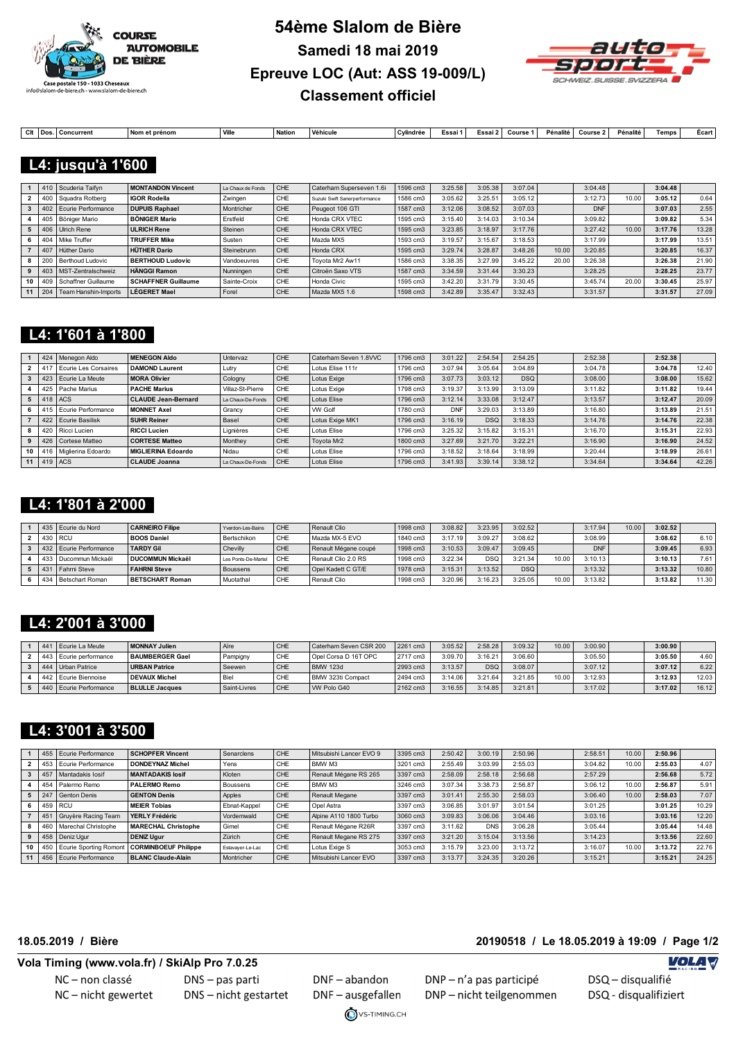# 54ème Slalom de Bière

## Samedi 18 mai 2019

## Epreuve LOC (Aut: ASS 19-009/L)

## Classement officiel

Case postale 150 - 1033 Cheseaux
info@slalom-de-biere.ch - www.slalom-de-biere.ch

### L4: jusqu'à 1'600

| Clt | Dos. | Concurrent | Nom et prénom | Ville | Nation | Véhicule | Cylindrée | Essai 1 | Essai 2 | Course 1 | Pénalité | Course 2 | Pénalité | Temps | Écart |
|---|---|---|---|---|---|---|---|---|---|---|---|---|---|---|---|
| 1 | 410 | Scuderia Taifyn | **MONTANDON Vincent** | La Chaux de Fonds | CHE | Caterham Superseven 1.6i | 1596 cm3 | 3:25.58 | 3:05.38 | 3:07.04 | | 3:04.48 | | **3:04.48** | |
| 2 | 400 | Squadra Rotberg | **IGOR Rodella** | Zwingen | CHE | Suzuki Swift Sanerperformance | 1586 cm3 | 3:05.62 | 3:25.51 | 3:05.12 | | 3:12.73 | 10.00 | **3:05.12** | 0.64 |
| 3 | 402 | Ecurie Performance | **DUPUIS Raphael** | Montricher | CHE | Peugeot 106 GTI | 1587 cm3 | 3:12.06 | 3:08.52 | 3:07.03 | | DNF | | **3:07.03** | 2.55 |
| 4 | 405 | Böniger Mario | **BÖNIGER Mario** | Erstfeld | CHE | Honda CRX VTEC | 1595 cm3 | 3:15.40 | 3:14.03 | 3:10.34 | | 3:09.82 | | **3:09.82** | 5.34 |
| 5 | 406 | Ulrich Rene | **ULRICH Rene** | Steinen | CHE | Honda CRX VTEC | 1595 cm3 | 3:23.85 | 3:18.97 | 3:17.76 | | 3:27.42 | 10.00 | **3:17.76** | 13.28 |
| 6 | 404 | Mike Truffer | **TRUFFER Mike** | Susten | CHE | Mazda MX5 | 1593 cm3 | 3:19.57 | 3:15.67 | 3:18.53 | | 3:17.99 | | **3:17.99** | 13.51 |
| 7 | 407 | Hüther Dario | **HÜTHER Dario** | Steinebrunn | CHE | Honda CRX | 1595 cm3 | 3:29.74 | 3:28.87 | 3:48.26 | 10.00 | 3:20.85 | | **3:20.85** | 16.37 |
| 8 | 200 | Berthoud Ludovic | **BERTHOUD Ludovic** | Vandoeuvres | CHE | Toyota Mr2 Aw11 | 1586 cm3 | 3:38.35 | 3:27.99 | 3:45.22 | 20.00 | 3:26.38 | | **3:26.38** | 21.90 |
| 9 | 403 | MST-Zentralschweiz | **HÄNGGI Ramon** | Nunningen | CHE | Citroën Saxo VTS | 1587 cm3 | 3:34.59 | 3:31.44 | 3:30.23 | | 3:28.25 | | **3:28.25** | 23.77 |
| 10 | 409 | Schaffner Guillaume | **SCHAFFNER Guillaume** | Sainte-Croix | CHE | Honda Civic | 1595 cm3 | 3:42.20 | 3:31.79 | 3:30.45 | | 3:45.74 | 20.00 | **3:30.45** | 25.97 |
| 11 | 204 | Team Hanshin-Imports | **LÉGERET Mael** | Forel | CHE | Mazda MX5 1.6 | 1598 cm3 | 3:42.89 | 3:35.47 | 3:32.43 | | 3:31.57 | | **3:31.57** | 27.09 |

### L4: 1'601 à 1'800

| Clt | Dos. | Concurrent | Nom et prénom | Ville | Nation | Véhicule | Cylindrée | Essai 1 | Essai 2 | Course 1 | Pénalité | Course 2 | Pénalité | Temps | Écart |
|---|---|---|---|---|---|---|---|---|---|---|---|---|---|---|---|
| 1 | 424 | Menegon Aldo | **MENEGON Aldo** | Untervaz | CHE | Caterham Seven 1.8VVC | 1796 cm3 | 3:01.22 | 2:54.54 | 2:54.25 | | 2:52.38 | | **2:52.38** | |
| 2 | 417 | Ecurie Les Corsaires | **DAMOND Laurent** | Lutry | CHE | Lotus Elise 111r | 1796 cm3 | 3:07.94 | 3:05.64 | 3:04.89 | | 3:04.78 | | **3:04.78** | 12.40 |
| 3 | 423 | Ecurie La Meute | **MORA Olivier** | Cologny | CHE | Lotus Exige | 1796 cm3 | 3:07.73 | 3:03.12 | DSQ | | 3:08.00 | | **3:08.00** | 15.62 |
| 4 | 425 | Pache Marius | **PACHE Marius** | Villaz-St-Pierre | CHE | Lotus Exige | 1798 cm3 | 3:19.37 | 3:13.99 | 3:13.09 | | 3:11.82 | | **3:11.82** | 19.44 |
| 5 | 418 | ACS | **CLAUDE Jean-Bernard** | La Chaux-De-Fonds | CHE | Lotus Elise | 1796 cm3 | 3:12.14 | 3:33.08 | 3:12.47 | | 3:13.57 | | **3:12.47** | 20.09 |
| 6 | 415 | Ecurie Performance | **MONNET Axel** | Grancy | CHE | VW Golf | 1780 cm3 | DNF | 3:29.03 | 3:13.89 | | 3:16.80 | | **3:13.89** | 21.51 |
| 7 | 422 | Ecurie Basilisk | **SUHR Reiner** | Basel | CHE | Lotus Exige MK1 | 1796 cm3 | 3:16.19 | DSQ | 3:18.33 | | 3:14.76 | | **3:14.76** | 22.38 |
| 8 | 420 | Ricci Lucien | **RICCI Lucien** | Lignières | CHE | Lotus Elise | 1796 cm3 | 3:25.32 | 3:15.82 | 3:15.31 | | 3:16.70 | | **3:15.31** | 22.93 |
| 9 | 426 | Cortese Matteo | **CORTESE Matteo** | Monthey | CHE | Toyota Mr2 | 1800 cm3 | 3:27.69 | 3:21.70 | 3:22.21 | | 3:16.90 | | **3:16.90** | 24.52 |
| 10 | 416 | Miglierina Edoardo | **MIGLIERINA Edoardo** | Nidau | CHE | Lotus Elise | 1796 cm3 | 3:18.52 | 3:18.64 | 3:18.99 | | 3:20.44 | | **3:18.99** | 26.61 |
| 11 | 419 | ACS | **CLAUDE Joanna** | La Chaux-De-Fonds | CHE | Lotus Elise | 1796 cm3 | 3:41.93 | 3:39.14 | 3:38.12 | | 3:34.64 | | **3:34.64** | 42.26 |

### L4: 1'801 à 2'000

| Clt | Dos. | Concurrent | Nom et prénom | Ville | Nation | Véhicule | Cylindrée | Essai 1 | Essai 2 | Course 1 | Pénalité | Course 2 | Pénalité | Temps | Écart |
|---|---|---|---|---|---|---|---|---|---|---|---|---|---|---|---|
| 1 | 435 | Ecurie du Nord | **CARNEIRO Filipe** | Yverdon-Les-Bains | CHE | Renault Clio | 1998 cm3 | 3:08.82 | 3:23.95 | 3:02.52 | | 3:17.94 | 10.00 | **3:02.52** | |
| 2 | 430 | RCU | **BOOS Daniel** | Bertschikon | CHE | Mazda MX-5 EVO | 1840 cm3 | 3:17.19 | 3:09.27 | 3:08.62 | | 3:08.99 | | **3:08.62** | 6.10 |
| 3 | 432 | Ecurie Performance | **TARDY Gil** | Chevilly | CHE | Renault Mégane coupé | 1998 cm3 | 3:10.53 | 3:09.47 | 3:09.45 | | DNF | | **3:09.45** | 6.93 |
| 4 | 433 | Ducommun Mickaël | **DUCOMMUN Mickaël** | Les Ponts-De-Martel | CHE | Renault Clio 2.0 RS | 1998 cm3 | 3:22.34 | DSQ | 3:21.34 | 10.00 | 3:10.13 | | **3:10.13** | 7.61 |
| 5 | 431 | Fahrni Steve | **FAHRNI Steve** | Boussens | CHE | Opel Kadett C GT/E | 1978 cm3 | 3:15.31 | 3:13.52 | DSQ | | 3:13.32 | | **3:13.32** | 10.80 |
| 6 | 434 | Betschart Roman | **BETSCHART Roman** | Muotathal | CHE | Renault Clio | 1998 cm3 | 3:20.96 | 3:16.23 | 3:25.05 | 10.00 | 3:13.82 | | **3:13.82** | 11.30 |

### L4: 2'001 à 3'000

| Clt | Dos. | Concurrent | Nom et prénom | Ville | Nation | Véhicule | Cylindrée | Essai 1 | Essai 2 | Course 1 | Pénalité | Course 2 | Pénalité | Temps | Écart |
|---|---|---|---|---|---|---|---|---|---|---|---|---|---|---|---|
| 1 | 441 | Ecurie La Meute | **MONNAY Julien** | Aire | CHE | Caterham Seven CSR 200 | 2261 cm3 | 3:05.52 | 2:58.28 | 3:09.32 | 10.00 | 3:00.90 | | **3:00.90** | |
| 2 | 443 | Ecurie performance | **BAUMBERGER Gael** | Pampigny | CHE | Opel Corsa D 16T OPC | 2717 cm3 | 3:09.70 | 3:16.21 | 3:06.60 | | 3:05.50 | | **3:05.50** | 4.60 |
| 3 | 444 | Urban Patrice | **URBAN Patrice** | Seewen | CHE | BMW 123d | 2993 cm3 | 3:13.57 | DSQ | 3:08.07 | | 3:07.12 | | **3:07.12** | 6.22 |
| 4 | 442 | Ecurie Biennoise | **DEVAUX Michel** | Biel | CHE | BMW 323ti Compact | 2494 cm3 | 3:14.06 | 3:21.64 | 3:21.85 | 10.00 | 3:12.93 | | **3:12.93** | 12.03 |
| 5 | 440 | Ecurie Performance | **BLULLE Jacques** | Saint-Livres | CHE | VW Polo G40 | 2162 cm3 | 3:16.55 | 3:14.85 | 3:21.81 | | 3:17.02 | | **3:17.02** | 16.12 |

### L4: 3'001 à 3'500

| Clt | Dos. | Concurrent | Nom et prénom | Ville | Nation | Véhicule | Cylindrée | Essai 1 | Essai 2 | Course 1 | Pénalité | Course 2 | Pénalité | Temps | Écart |
|---|---|---|---|---|---|---|---|---|---|---|---|---|---|---|---|
| 1 | 455 | Ecurie Performance | **SCHOPFER Vincent** | Senarclens | CHE | Mitsubishi Lancer EVO 9 | 3395 cm3 | 2:50.42 | 3:00.19 | 2:50.96 | | 2:58.51 | 10.00 | **2:50.96** | |
| 2 | 453 | Ecurie Performance | **DONDEYNAZ Michel** | Yens | CHE | BMW M3 | 3201 cm3 | 2:55.49 | 3:03.99 | 2:55.03 | | 3:04.82 | 10.00 | **2:55.03** | 4.07 |
| 3 | 457 | Mantadakis Iosif | **MANTADAKIS Iosif** | Kloten | CHE | Renault Mégane RS 265 | 3397 cm3 | 2:58.09 | 2:58.18 | 2:56.68 | | 2:57.29 | | **2:56.68** | 5.72 |
| 4 | 454 | Palermo Remo | **PALERMO Remo** | Boussens | CHE | BMW M3 | 3246 cm3 | 3:07.34 | 3:38.73 | 2:56.87 | | 3:06.12 | 10.00 | **2:56.87** | 5.91 |
| 5 | 247 | Genton Denis | **GENTON Denis** | Apples | CHE | Renault Megane | 3397 cm3 | 3:01.41 | 2:55.30 | 2:58.03 | | 3:06.40 | 10.00 | **2:58.03** | 7.07 |
| 6 | 459 | RCU | **MEIER Tobias** | Ebnat-Kappel | CHE | Opel Astra | 3397 cm3 | 3:06.85 | 3:01.97 | 3:01.54 | | 3:01.25 | | **3:01.25** | 10.29 |
| 7 | 451 | Gruyère Racing Team | **YERLY Frédéric** | Vordemwald | CHE | Alpine A110 1800 Turbo | 3060 cm3 | 3:09.83 | 3:06.06 | 3:04.46 | | 3:03.16 | | **3:03.16** | 12.20 |
| 8 | 460 | Marechal Christophe | **MARECHAL Christophe** | Gimel | CHE | Renault Mégane R26R | 3397 cm3 | 3:11.62 | DNS | 3:06.28 | | 3:05.44 | | **3:05.44** | 14.48 |
| 9 | 458 | Deniz Ugur | **DENIZ Ugur** | Zürich | CHE | Renault Mégane RS 275 | 3397 cm3 | 3:21.20 | 3:15.04 | 3:13.56 | | 3:14.23 | | **3:13.56** | 22.60 |
| 10 | 450 | Ecurie Sporting Romont | **CORMINBOEUF Philippe** | Estavayer-Le-Lac | CHE | Lotus Exige S | 3053 cm3 | 3:15.79 | 3:23.00 | 3:13.72 | | 3:16.07 | 10.00 | **3:13.72** | 22.76 |
| 11 | 456 | Ecurie Performance | **BLANC Claude-Alain** | Montricher | CHE | Mitsubishi Lancer EVO | 3397 cm3 | 3:13.77 | 3:24.35 | 3:20.26 | | 3:15.21 | | **3:15.21** | 24.25 |

**18.05.2019 / Bière** — **20190518 / Le 18.05.2019 à 19:09 / Page 1/2**

**Vola Timing (www.vola.fr) / SkiAlp Pro 7.0.25**

| | | | | |
|---|---|---|---|---|
| NC – non classé | DNS – pas parti | DNF – abandon | DNP – n'a pas participé | DSQ – disqualifié |
| NC – nicht gewertet | DNS – nicht gestartet | DNF – ausgefallen | DNP – nicht teilgenommen | DSQ - disqualifiziert |

VS-TIMING.CH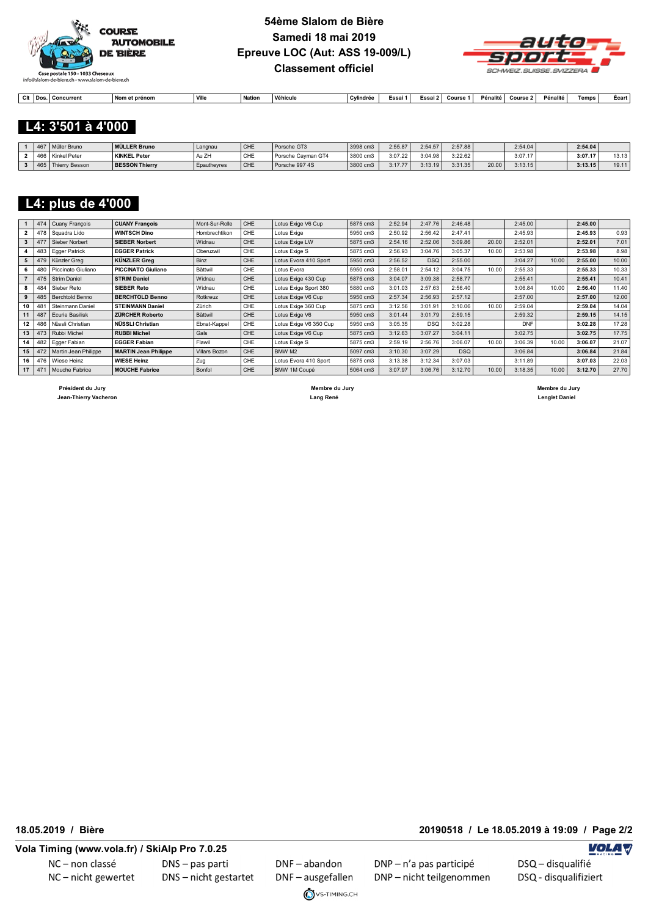# 54ème Slalom de Bière
## Samedi 18 mai 2019
## Epreuve LOC (Aut: ASS 19-009/L)
## Classement officiel

## L4: 3'501 à 4'000

| Clt | Dos. | Concurrent | Nom et prénom | Ville | Nation | Véhicule | Cylindrée | Essai 1 | Essai 2 | Course 1 | Pénalité | Course 2 | Pénalité | Temps | Écart |
|---|---|---|---|---|---|---|---|---|---|---|---|---|---|---|---|
| 1 | 467 | Müller Bruno | **MÜLLER Bruno** | Langnau | CHE | Porsche GT3 | 3998 cm3 | 2:55.87 | 2:54.57 | 2:57.88 | | 2:54.04 | | **2:54.04** | |
| 2 | 466 | Kinkel Peter | **KINKEL Peter** | Au ZH | CHE | Porsche Cayman GT4 | 3800 cm3 | 3:07.22 | 3:04.98 | 3:22.62 | | 3:07.17 | | **3:07.17** | 13.13 |
| 3 | 465 | Thierry Besson | **BESSON Thierry** | Epautheyres | CHE | Porsche 997 4S | 3800 cm3 | 3:17.77 | 3:13.19 | 3:31.35 | 20.00 | 3:13.15 | | **3:13.15** | 19.11 |

## L4: plus de 4'000

| Clt | Dos. | Concurrent | Nom et prénom | Ville | Nation | Véhicule | Cylindrée | Essai 1 | Essai 2 | Course 1 | Pénalité | Course 2 | Pénalité | Temps | Écart |
|---|---|---|---|---|---|---|---|---|---|---|---|---|---|---|---|
| 1 | 474 | Cuany François | **CUANY François** | Mont-Sur-Rolle | CHE | Lotus Exige V6 Cup | 5875 cm3 | 2:52.94 | 2:47.76 | 2:46.48 | | 2:45.00 | | **2:45.00** | |
| 2 | 478 | Squadra Lido | **WINTSCH Dino** | Hombrechtikon | CHE | Lotus Exige | 5950 cm3 | 2:50.92 | 2:56.42 | 2:47.41 | | 2:45.93 | | **2:45.93** | 0.93 |
| 3 | 477 | Sieber Norbert | **SIEBER Norbert** | Widnau | CHE | Lotus Exige LW | 5875 cm3 | 2:54.16 | 2:52.06 | 3:09.86 | 20.00 | 2:52.01 | | **2:52.01** | 7.01 |
| 4 | 483 | Egger Patrick | **EGGER Patrick** | Oberuzwil | CHE | Lotus Exige S | 5875 cm3 | 2:56.93 | 3:04.76 | 3:05.37 | 10.00 | 2:53.98 | | **2:53.98** | 8.98 |
| 5 | 479 | Künzler Greg | **KÜNZLER Greg** | Binz | CHE | Lotus Evora 410 Sport | 5950 cm3 | 2:56.52 | DSQ | 2:55.00 | | 3:04.27 | 10.00 | **2:55.00** | 10.00 |
| 6 | 480 | Piccinato Giuliano | **PICCINATO Giuliano** | Bättwil | CHE | Lotus Evora | 5950 cm3 | 2:58.01 | 2:54.12 | 3:04.75 | 10.00 | 2:55.33 | | **2:55.33** | 10.33 |
| 7 | 475 | Strim Daniel | **STRIM Daniel** | Widnau | CHE | Lotus Exige 430 Cup | 5875 cm3 | 3:04.07 | 3:09.38 | 2:58.77 | | 2:55.41 | | **2:55.41** | 10.41 |
| 8 | 484 | Sieber Reto | **SIEBER Reto** | Widnau | CHE | Lotus Exige Sport 380 | 5880 cm3 | 3:01.03 | 2:57.63 | 2:56.40 | | 3:06.84 | 10.00 | **2:56.40** | 11.40 |
| 9 | 485 | Berchtold Benno | **BERCHTOLD Benno** | Rotkreuz | CHE | Lotus Exige V6 Cup | 5950 cm3 | 2:57.34 | 2:56.93 | 2:57.12 | | 2:57.00 | | **2:57.00** | 12.00 |
| 10 | 481 | Steinmann Daniel | **STEINMANN Daniel** | Zürich | CHE | Lotus Exige 360 Cup | 5875 cm3 | 3:12.56 | 3:01.91 | 3:10.06 | 10.00 | 2:59.04 | | **2:59.04** | 14.04 |
| 11 | 487 | Ecurie Basilisk | **ZÜRCHER Roberto** | Bättwil | CHE | Lotus Exige V6 | 5950 cm3 | 3:01.44 | 3:01.79 | 2:59.15 | | 2:59.32 | | **2:59.15** | 14.15 |
| 12 | 486 | Nüssli Christian | **NÜSSLI Christian** | Ebnat-Kappel | CHE | Lotus Exige V6 350 Cup | 5950 cm3 | 3:05.35 | DSQ | 3:02.28 | | DNF | | **3:02.28** | 17.28 |
| 13 | 473 | Rubbi Michel | **RUBBI Michel** | Gals | CHE | Lotus Exige V6 Cup | 5875 cm3 | 3:12.63 | 3:07.27 | 3:04.11 | | 3:02.75 | | **3:02.75** | 17.75 |
| 14 | 482 | Egger Fabian | **EGGER Fabian** | Flawil | CHE | Lotus Exige S | 5875 cm3 | 2:59.19 | 2:56.76 | 3:06.07 | 10.00 | 3:06.39 | 10.00 | **3:06.07** | 21.07 |
| 15 | 472 | Martin Jean Philippe | **MARTIN Jean Philippe** | Villars Bozon | CHE | BMW M2 | 5097 cm3 | 3:10.30 | 3:07.29 | DSQ | | 3:06.84 | | **3:06.84** | 21.84 |
| 16 | 476 | Wiese Heinz | **WIESE Heinz** | Zug | CHE | Lotus Evora 410 Sport | 5875 cm3 | 3:13.38 | 3:12.34 | 3:07.03 | | 3:11.89 | | **3:07.03** | 22.03 |
| 17 | 471 | Mouche Fabrice | **MOUCHE Fabrice** | Bonfol | CHE | BMW 1M Coupé | 5064 cm3 | 3:07.97 | 3:06.76 | 3:12.70 | 10.00 | 3:18.35 | 10.00 | **3:12.70** | 27.70 |

**Président du Jury**
**Jean-Thierry Vacheron**

**Membre du Jury**
**Lang René**

**Membre du Jury**
**Lenglet Daniel**

NC – non classé / NC – nicht gewertet
DNS – pas parti / DNS – nicht gestartet
DNF – abandon / DNF – ausgefallen
DNP – n'a pas participé / DNP – nicht teilgenommen
DSQ – disqualifié / DSQ - disqualifiziert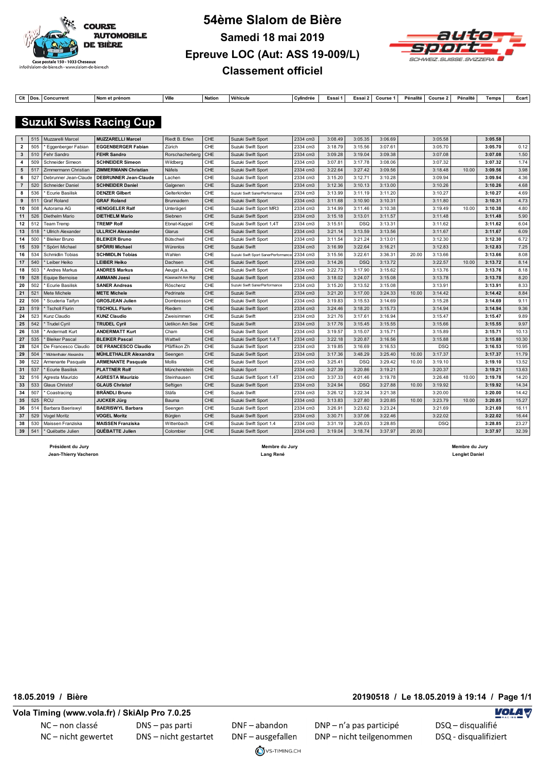# 54ème Slalom de Bière

## Samedi 18 mai 2019

## Epreuve LOC (Aut: ASS 19-009/L)

## Classement officiel

## Suzuki Swiss Racing Cup

| Clt | Dos. | Concurrent | Nom et prénom | Ville | Nation | Véhicule | Cylindrée | Essai 1 | Essai 2 | Course 1 | Pénalité | Course 2 | Pénalité | Temps | Écart |
|---|---|---|---|---|---|---|---|---|---|---|---|---|---|---|---|
| 1 | 515 | Muzzarelli Marcel | MUZZARELLI Marcel | Riedt B. Erlen | CHE | Suzuki Swift Sport | 2334 cm3 | 3:08.49 | 3:05.35 | 3:06.69 | | 3:05.58 | | **3:05.58** | |
| 2 | 505 | * Eggenberger Fabian | EGGENBERGER Fabian | Zürich | CHE | Suzuki Swift Sport | 2334 cm3 | 3:18.79 | 3:15.56 | 3:07.61 | | 3:05.70 | | **3:05.70** | 0.12 |
| 3 | 510 | Fehr Sandro | FEHR Sandro | Rorschacherberg | CHE | Suzuki Swift Sport | 2334 cm3 | 3:09.28 | 3:19.04 | 3:09.38 | | 3:07.08 | | **3:07.08** | 1.50 |
| 4 | 509 | Schneider Simeon | SCHNEIDER Simeon | Wildberg | CHE | Suzuki Swift Sport | 2334 cm3 | 3:07.81 | 3:17.78 | 3:08.06 | | 3:07.32 | | **3:07.32** | 1.74 |
| 5 | 517 | Zimmermann Christian | ZIMMERMANN Christian | Näfels | CHE | Suzuki Swift Sport | 2334 cm3 | 3:22.64 | 3:27.42 | 3:09.56 | | 3:18.48 | 10.00 | **3:09.56** | 3.98 |
| 6 | 527 | Debrunner Jean-Claude | DEBRUNNER Jean-Claude | Lachen | CHE | Suzuki Swift Sport | 2334 cm3 | 3:15.20 | 3:12.71 | 3:10.28 | | 3:09.94 | | **3:09.94** | 4.36 |
| 7 | 520 | Schneider Daniel | SCHNEIDER Daniel | Galgenen | CHE | Suzuki Swift Sport | 2334 cm3 | 3:12.36 | 3:10.13 | 3:13.00 | | 3:10.26 | | **3:10.26** | 4.68 |
| 8 | 536 | * Ecurie Basilisk | DENZER Gilbert | Gelterkinden | CHE | Suzuki Swift SanerPerformance | 2334 cm3 | 3:13.99 | 3:11.19 | 3:11.20 | | 3:10.27 | | **3:10.27** | 4.69 |
| 9 | 511 | Graf Roland | GRAF Roland | Brunnadern | CHE | Suzuki Swift Sport | 2334 cm3 | 3:11.68 | 3:10.90 | 3:10.31 | | 3:11.80 | | **3:10.31** | 4.73 |
| 10 | 508 | Autorama AG | HENGGELER Ralf | Unterägeri | CHE | Suzuki Swift Sport MR3 | 2334 cm3 | 3:14.99 | 3:11.46 | 3:10.38 | | 3:19.49 | 10.00 | **3:10.38** | 4.80 |
| 11 | 526 | Diethelm Mario | DIETHELM Mario | Siebnen | CHE | Suzuki Swift Sport | 2334 cm3 | 3:15.18 | 3:13.01 | 3:11.57 | | 3:11.48 | | **3:11.48** | 5.90 |
| 12 | 512 | Team Tremp | TREMP Rolf | Ebnat-Kappel | CHE | Suzuki Swift Sport 1,4T | 2334 cm3 | 3:15.51 | DSQ | 3:13.31 | | 3:11.62 | | **3:11.62** | 6.04 |
| 13 | 518 | * Ullrich Alexander | ULLRICH Alexander | Glarus | CHE | Suzuki Swift Sport | 2334 cm3 | 3:21.14 | 3:13.59 | 3:13.56 | | 3:11.67 | | **3:11.67** | 6.09 |
| 14 | 500 | * Bleiker Bruno | BLEIKER Bruno | Bütschwil | CHE | Suzuki Swift Sport | 2334 cm3 | 3:11.54 | 3:21.24 | 3:13.01 | | 3:12.30 | | **3:12.30** | 6.72 |
| 15 | 539 | * Spörri Michael | SPÖRRI Michael | Würenlos | CHE | Suzuki Swift | 2334 cm3 | 3:16.99 | 3:22.64 | 3:16.21 | | 3:12.83 | | **3:12.83** | 7.25 |
| 16 | 534 | Schmidlin Tobias | SCHMIDLIN Tobias | Wahlen | CHE | Suzuki Swift Sport SanerPerformance | 2334 cm3 | 3:15.56 | 3:22.61 | 3:36.31 | 20.00 | 3:13.66 | | **3:13.66** | 8.08 |
| 17 | 540 | * Leiber Heiko | LEIBER Heiko | Dachsen | CHE | Suzuki Swift Sport | 2334 cm3 | 3:14.26 | DSQ | 3:13.72 | | 3:22.57 | 10.00 | **3:13.72** | 8.14 |
| 18 | 503 | * Andres Markus | ANDRES Markus | Aeugst A.a. | CHE | Suzuki Swift Sport | 2334 cm3 | 3:22.73 | 3:17.90 | 3:15.62 | | 3:13.76 | | **3:13.76** | 8.18 |
| 19 | 528 | Equipe Bernoise | AMMANN Joesi | Küssnacht Am Rigi | CHE | Suzuki Swift Sport | 2334 cm3 | 3:18.02 | 3:24.07 | 3:15.08 | | 3:13.78 | | **3:13.78** | 8.20 |
| 20 | 502 | * Ecurie Basilisk | SANER Andreas | Röschenz | CHE | Suzuki Swift SanerPerformance | 2334 cm3 | 3:15.20 | 3:13.52 | 3:15.08 | | 3:13.91 | | **3:13.91** | 8.33 |
| 21 | 521 | Mete Michele | METE Michele | Pedrinate | CHE | Suzuki Swift | 2334 cm3 | 3:21.20 | 3:17.00 | 3:24.33 | 10.00 | 3:14.42 | | **3:14.42** | 8.84 |
| 22 | 506 | * Scuderia Taifyn | GROSJEAN Julien | Dombresson | CHE | Suzuki Swift Sport | 2334 cm3 | 3:19.83 | 3:15.53 | 3:14.69 | | 3:15.28 | | **3:14.69** | 9.11 |
| 23 | 519 | * Tscholl Flurin | TSCHOLL Flurin | Riedern | CHE | Suzuki Swift Sport | 2334 cm3 | 3:24.46 | 3:18.20 | 3:15.73 | | 3:14.94 | | **3:14.94** | 9.36 |
| 24 | 523 | Kunz Claudio | KUNZ Claudio | Zweisimmen | CHE | Suzuki Swift | 2334 cm3 | 3:21.76 | 3:17.61 | 3:16.94 | | 3:15.47 | | **3:15.47** | 9.89 |
| 25 | 542 | * Trudel Cyril | TRUDEL Cyril | Uetikon Am See | CHE | Suzuki Swift | 2334 cm3 | 3:17.76 | 3:15.45 | 3:15.55 | | 3:15.66 | | **3:15.55** | 9.97 |
| 26 | 538 | * Andermatt Kurt | ANDERMATT Kurt | Cham | CHE | Suzuki Swift Sport | 2334 cm3 | 3:19.57 | 3:15.07 | 3:15.71 | | 3:15.89 | | **3:15.71** | 10.13 |
| 27 | 535 | * Bleiker Pascal | BLEIKER Pascal | Wattwil | CHE | Suzuki Swift Sport 1.4 T | 2334 cm3 | 3:22.18 | 3:20.87 | 3:16.56 | | 3:15.88 | | **3:15.88** | 10.30 |
| 28 | 524 | De Francesco Claudio | DE FRANCESCO Claudio | Pfäffikon Zh | CHE | Suzuki Swift Sport | 2334 cm3 | 3:19.85 | 3:16.69 | 3:16.53 | | DSQ | | **3:16.53** | 10.95 |
| 29 | 504 | * Mühlethaler Alexandra | MÜHLETHALER Alexandra | Seengen | CHE | Suzuki Swift Sport | 2334 cm3 | 3:17.36 | 3:48.29 | 3:25.40 | 10.00 | 3:17.37 | | **3:17.37** | 11.79 |
| 30 | 522 | Armenante Pasquale | ARMENANTE Pasquale | Mollis | CHE | Suzuki Swift Sport | 2334 cm3 | 3:25.41 | DSQ | 3:29.42 | 10.00 | 3:19.10 | | **3:19.10** | 13.52 |
| 31 | 537 | * Ecurie Basilisk | PLATTNER Rolf | Münchenstein | CHE | Suzuki Sport | 2334 cm3 | 3:27.39 | 3:20.86 | 3:19.21 | | 3:20.37 | | **3:19.21** | 13.63 |
| 32 | 516 | Agresta Maurizio | AGRESTA Maurizio | Steinhausen | CHE | Suzuki Swift Sport 1.4T | 2334 cm3 | 3:37.33 | 4:01.46 | 3:19.78 | | 3:26.48 | 10.00 | **3:19.78** | 14.20 |
| 33 | 533 | Glaus Christof | GLAUS Christof | Seftigen | CHE | Suzuki Swift Sport | 2334 cm3 | 3:24.94 | DSQ | 3:27.88 | 10.00 | 3:19.92 | | **3:19.92** | 14.34 |
| 34 | 507 | * Coastracing | BRÄNDLI Bruno | Stäfa | CHE | Suzuki Swift | 2334 cm3 | 3:26.12 | 3:22.34 | 3:21.38 | | 3:20.00 | | **3:20.00** | 14.42 |
| 35 | 525 | RCU | JUCKER Jürg | Bauma | CHE | Suzuki Swift Sport | 2334 cm3 | 3:13.83 | 3:27.80 | 3:20.85 | 10.00 | 3:23.79 | 10.00 | **3:20.85** | 15.27 |
| 36 | 514 | Barbara Baeriswyl | BAERISWYL Barbara | Seengen | CHE | Suzuki Swift Sport | 2334 cm3 | 3:26.91 | 3:23.62 | 3:23.24 | | 3:21.69 | | **3:21.69** | 16.11 |
| 37 | 529 | Vogel Moritz | VOGEL Moritz | Bürglen | CHE | Suzuki Swift Sport | 2334 cm3 | 3:30.71 | 3:37.06 | 3:22.46 | | 3:22.02 | | **3:22.02** | 16.44 |
| 38 | 530 | Maissen Franziska | MAISSEN Franziska | Wittenbach | CHE | Suzuki Swift Sport 1.4 | 2334 cm3 | 3:31.19 | 3:26.03 | 3:28.85 | | DSQ | | **3:28.85** | 23.27 |
| 39 | 541 | * Québatte Julien | QUÉBATTE Julien | Colombier | CHE | Suzuki Swift Sport | 2334 cm3 | 3:19.04 | 3:18.74 | 3:37.97 | 20.00 | | | **3:37.97** | 32.39 |

**Président du Jury**
**Jean-Thierry Vacheron**

**Membre du Jury**
**Lang René**

**Membre du Jury**
**Lenglet Daniel**

**18.05.2019 / Bière** — **20190518 / Le 18.05.2019 à 19:14 / Page 1/1**

**Vola Timing (www.vola.fr) / SkiAlp Pro 7.0.25**

NC – non classé | DNS – pas parti | DNF – abandon | DNP – n'a pas participé | DSQ – disqualifié
NC – nicht gewertet | DNS – nicht gestartet | DNF – ausgefallen | DNP – nicht teilgenommen | DSQ - disqualifiziert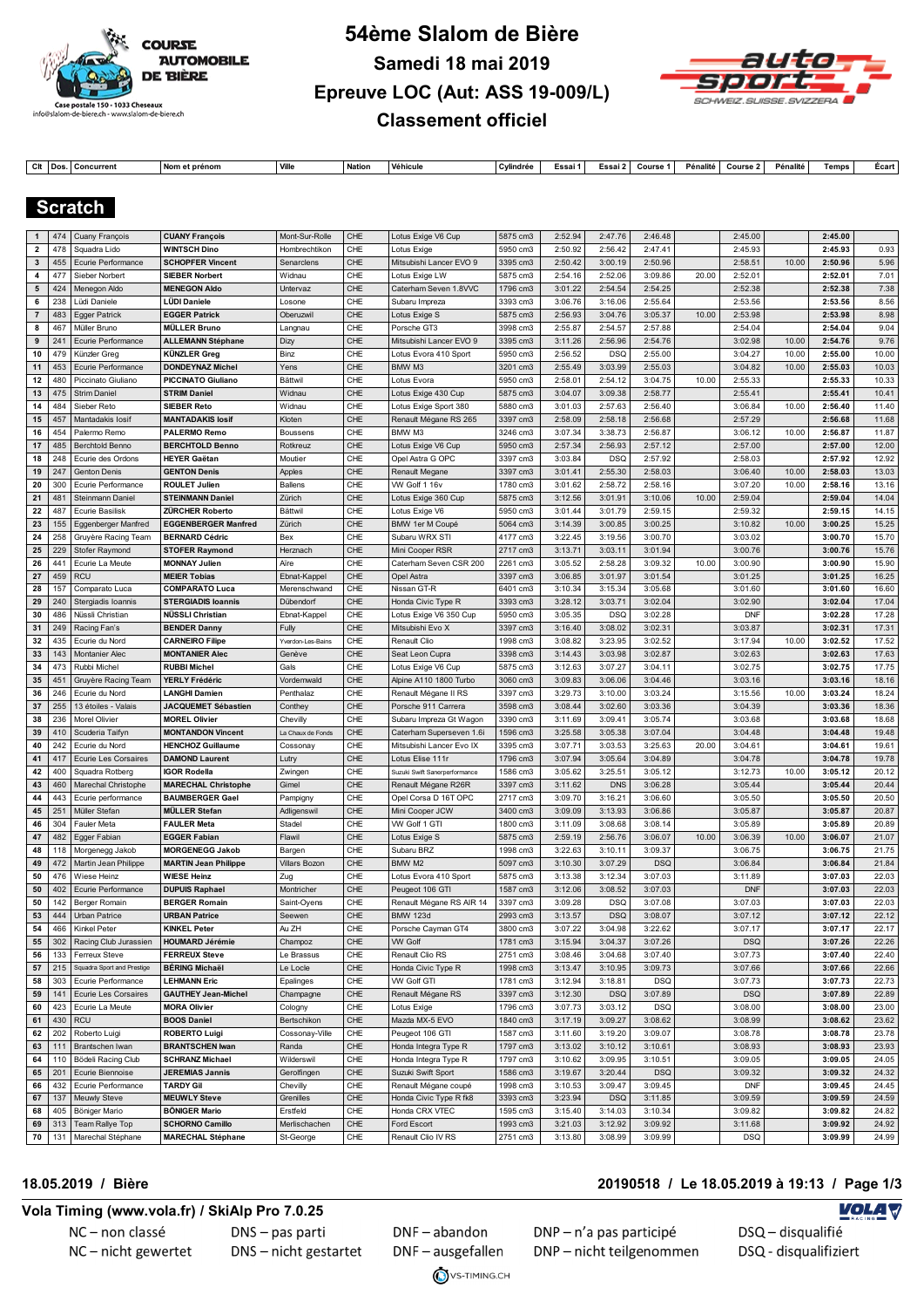# 54ème Slalom de Bière

## Samedi 18 mai 2019

## Epreuve LOC (Aut: ASS 19-009/L)

## Classement officiel

COURSE AUTOMOBILE DE BIÈRE
Case postale 150 - 1033 Cheseaux
info@slalom-de-biere.ch - www.slalom-de-biere.ch

## Scratch

| Clt | Dos. | Concurrent | Nom et prénom | Ville | Nation | Véhicule | Cylindrée | Essai 1 | Essai 2 | Course 1 | Pénalité | Course 2 | Pénalité | Temps | Écart |
|---|---|---|---|---|---|---|---|---|---|---|---|---|---|---|---|
| 1 | 474 | Cuany François | **CUANY François** | Mont-Sur-Rolle | CHE | Lotus Exige V6 Cup | 5875 cm3 | 2:52.94 | 2:47.76 | 2:46.48 | | 2:45.00 | | **2:45.00** | |
| 2 | 478 | Squadra Lido | **WINTSCH Dino** | Hombrechtikon | CHE | Lotus Exige | 5950 cm3 | 2:50.92 | 2:56.42 | 2:47.41 | | 2:45.93 | | **2:45.93** | 0.93 |
| 3 | 455 | Ecurie Performance | **SCHOPFER Vincent** | Senarclens | CHE | Mitsubishi Lancer EVO 9 | 3395 cm3 | 2:50.42 | 3:00.19 | 2:50.96 | | 2:58.51 | 10.00 | **2:50.96** | 5.96 |
| 4 | 477 | Sieber Norbert | **SIEBER Norbert** | Widnau | CHE | Lotus Exige LW | 5875 cm3 | 2:54.16 | 2:52.06 | 3:09.86 | 20.00 | 2:52.01 | | **2:52.01** | 7.01 |
| 5 | 424 | Menegon Aldo | **MENEGON Aldo** | Untervaz | CHE | Caterham Seven 1.8VVC | 1796 cm3 | 3:01.22 | 2:54.54 | 2:54.25 | | 2:52.38 | | **2:52.38** | 7.38 |
| 6 | 238 | Lüdi Daniele | **LÜDI Daniele** | Losone | CHE | Subaru Impreza | 3393 cm3 | 3:06.76 | 3:16.06 | 2:55.64 | | 2:53.56 | | **2:53.56** | 8.56 |
| 7 | 483 | Egger Patrick | **EGGER Patrick** | Oberuzwil | CHE | Lotus Exige S | 5875 cm3 | 2:56.93 | 3:04.76 | 3:05.37 | 10.00 | 2:53.98 | | **2:53.98** | 8.98 |
| 8 | 467 | Müller Bruno | **MÜLLER Bruno** | Langnau | CHE | Porsche GT3 | 3998 cm3 | 2:55.87 | 2:54.57 | 2:57.88 | | 2:54.04 | | **2:54.04** | 9.04 |
| 9 | 241 | Ecurie Performance | **ALLEMANN Stéphane** | Dizy | CHE | Mitsubishi Lancer EVO 9 | 3395 cm3 | 3:11.26 | 2:56.96 | 2:54.76 | | 3:02.98 | 10.00 | **2:54.76** | 9.76 |
| 10 | 479 | Künzler Greg | **KÜNZLER Greg** | Binz | CHE | Lotus Evora 410 Sport | 5950 cm3 | 2:56.52 | DSQ | 2:55.00 | | 3:04.27 | 10.00 | **2:55.00** | 10.00 |
| 11 | 453 | Ecurie Performance | **DONDEYNAZ Michel** | Yens | CHE | BMW M3 | 3201 cm3 | 2:55.49 | 3:03.99 | 2:55.03 | | 3:04.82 | 10.00 | **2:55.03** | 10.03 |
| 12 | 480 | Piccinato Giuliano | **PICCINATO Giuliano** | Bättwil | CHE | Lotus Evora | 5950 cm3 | 2:58.01 | 2:54.12 | 3:04.75 | 10.00 | 2:55.33 | | **2:55.33** | 10.33 |
| 13 | 475 | Strim Daniel | **STRIM Daniel** | Widnau | CHE | Lotus Exige 430 Cup | 5875 cm3 | 3:04.07 | 3:09.38 | 2:58.77 | | 2:55.41 | | **2:55.41** | 10.41 |
| 14 | 484 | Sieber Reto | **SIEBER Reto** | Widnau | CHE | Lotus Exige Sport 380 | 5880 cm3 | 3:01.03 | 2:57.63 | 2:56.40 | | 3:06.84 | 10.00 | **2:56.40** | 11.40 |
| 15 | 457 | Mantadakis Iosif | **MANTADAKIS Iosif** | Kloten | CHE | Renault Mégane RS 265 | 3397 cm3 | 2:58.09 | 2:58.18 | 2:56.68 | | 2:57.29 | | **2:56.68** | 11.68 |
| 16 | 454 | Palermo Remo | **PALERMO Remo** | Boussens | CHE | BMW M3 | 3246 cm3 | 3:07.34 | 3:38.73 | 2:56.87 | | 3:06.12 | 10.00 | **2:56.87** | 11.87 |
| 17 | 485 | Berchtold Benno | **BERCHTOLD Benno** | Rotkreuz | CHE | Lotus Exige V6 Cup | 5950 cm3 | 2:57.34 | 2:56.93 | 2:57.12 | | 2:57.00 | | **2:57.00** | 12.00 |
| 18 | 248 | Ecurie des Ordons | **HEYER Gaëtan** | Moutier | CHE | Opel Astra G OPC | 3397 cm3 | 3:03.84 | DSQ | 2:57.92 | | 2:58.03 | | **2:57.92** | 12.92 |
| 19 | 247 | Genton Denis | **GENTON Denis** | Apples | CHE | Renault Megane | 3397 cm3 | 3:01.41 | 2:55.30 | 2:58.03 | | 3:06.40 | 10.00 | **2:58.03** | 13.03 |
| 20 | 300 | Ecurie Performance | **ROULET Julien** | Ballens | CHE | VW Golf 1 16v | 1780 cm3 | 3:01.62 | 2:58.72 | 2:58.16 | | 3:07.20 | 10.00 | **2:58.16** | 13.16 |
| 21 | 481 | Steinmann Daniel | **STEINMANN Daniel** | Zürich | CHE | Lotus Exige 360 Cup | 5875 cm3 | 3:12.56 | 3:01.91 | 3:10.06 | 10.00 | 2:59.04 | | **2:59.04** | 14.04 |
| 22 | 487 | Ecurie Basilisk | **ZÜRCHER Roberto** | Bättwil | CHE | Lotus Exige V6 | 5950 cm3 | 3:01.44 | 3:01.79 | 2:59.15 | | 2:59.32 | | **2:59.15** | 14.15 |
| 23 | 155 | Eggenberger Manfred | **EGGENBERGER Manfred** | Zürich | CHE | BMW 1er M Coupé | 5064 cm3 | 3:14.39 | 3:00.85 | 3:00.25 | | 3:10.82 | 10.00 | **3:00.25** | 15.25 |
| 24 | 258 | Gruyère Racing Team | **BERNARD Cédric** | Bex | CHE | Subaru WRX STI | 4177 cm3 | 3:22.45 | 3:19.56 | 3:00.70 | | 3:03.02 | | **3:00.70** | 15.70 |
| 25 | 229 | Stofer Raymond | **STOFER Raymond** | Herznach | CHE | Mini Cooper RSR | 2717 cm3 | 3:13.71 | 3:03.11 | 3:01.94 | | 3:00.76 | | **3:00.76** | 15.76 |
| 26 | 441 | Ecurie La Meute | **MONNAY Julien** | Aire | CHE | Caterham Seven CSR 200 | 2261 cm3 | 3:05.52 | 2:58.28 | 3:09.32 | 10.00 | 3:00.90 | | **3:00.90** | 15.90 |
| 27 | 459 | RCU | **MEIER Tobias** | Ebnat-Kappel | CHE | Opel Astra | 3397 cm3 | 3:06.85 | 3:01.97 | 3:01.54 | | 3:01.25 | | **3:01.25** | 16.25 |
| 28 | 157 | Comparato Luca | **COMPARATO Luca** | Merenschwand | CHE | Nissan GT-R | 6401 cm3 | 3:10.34 | 3:15.34 | 3:05.68 | | 3:01.60 | | **3:01.60** | 16.60 |
| 29 | 240 | Stergiadis Ioannis | **STERGIADIS Ioannis** | Dübendorf | CHE | Honda Civic Type R | 3393 cm3 | 3:28.12 | 3:03.71 | 3:02.04 | | 3:02.90 | | **3:02.04** | 17.04 |
| 30 | 486 | Nüssli Christian | **NÜSSLI Christian** | Ebnat-Kappel | CHE | Lotus Exige V6 350 Cup | 5950 cm3 | 3:05.35 | DSQ | 3:02.28 | | DNF | | **3:02.28** | 17.28 |
| 31 | 249 | Racing Fan's | **BENDER Danny** | Fully | CHE | Mitsubishi Evo X | 3397 cm3 | 3:16.40 | 3:08.02 | 3:02.31 | | 3:03.87 | | **3:02.31** | 17.31 |
| 32 | 435 | Ecurie du Nord | **CARNEIRO Filipe** | Yverdon-Les-Bains | CHE | Renault Clio | 1998 cm3 | 3:08.82 | 3:23.95 | 3:02.52 | | 3:17.94 | 10.00 | **3:02.52** | 17.52 |
| 33 | 143 | Montanier Alec | **MONTANIER Alec** | Genève | CHE | Seat Leon Cupra | 3398 cm3 | 3:14.43 | 3:03.98 | 3:02.87 | | 3:02.63 | | **3:02.63** | 17.63 |
| 34 | 473 | Rubbi Michel | **RUBBI Michel** | Gals | CHE | Lotus Exige V6 Cup | 5875 cm3 | 3:12.63 | 3:07.27 | 3:04.11 | | 3:02.75 | | **3:02.75** | 17.75 |
| 35 | 451 | Gruyère Racing Team | **YERLY Frédéric** | Vordemwald | CHE | Alpine A110 1800 Turbo | 3060 cm3 | 3:09.83 | 3:06.06 | 3:04.46 | | 3:03.16 | | **3:03.16** | 18.16 |
| 36 | 246 | Ecurie du Nord | **LANGHI Damien** | Penthalaz | CHE | Renault Mégane II RS | 3397 cm3 | 3:29.73 | 3:10.00 | 3:03.24 | | 3:15.56 | 10.00 | **3:03.24** | 18.24 |
| 37 | 255 | 13 étoiles - Valais | **JACQUEMET Sébastien** | Conthey | CHE | Porsche 911 Carrera | 3598 cm3 | 3:08.44 | 3:02.60 | 3:03.36 | | 3:04.39 | | **3:03.36** | 18.36 |
| 38 | 236 | Morel Olivier | **MOREL Olivier** | Chevilly | CHE | Subaru Impreza Gt Wagon | 3390 cm3 | 3:11.69 | 3:09.41 | 3:05.74 | | 3:03.68 | | **3:03.68** | 18.68 |
| 39 | 410 | Scuderia Taifyn | **MONTANDON Vincent** | La Chaux de Fonds | CHE | Caterham Superseven 1.6i | 1596 cm3 | 3:25.58 | 3:05.38 | 3:07.04 | | 3:04.48 | | **3:04.48** | 19.48 |
| 40 | 242 | Ecurie du Nord | **HENCHOZ Guillaume** | Cossonay | CHE | Mitsubishi Lancer Evo IX | 3395 cm3 | 3:07.71 | 3:03.53 | 3:25.63 | 20.00 | 3:04.61 | | **3:04.61** | 19.61 |
| 41 | 417 | Ecurie Les Corsaires | **DAMOND Laurent** | Lutry | CHE | Lotus Elise 111r | 1796 cm3 | 3:07.94 | 3:05.64 | 3:04.89 | | 3:04.78 | | **3:04.78** | 19.78 |
| 42 | 400 | Squadra Rotberg | **IGOR Rodella** | Zwingen | CHE | Suzuki Swift Sanerperformance | 1586 cm3 | 3:05.62 | 3:25.51 | 3:05.12 | | 3:12.73 | 10.00 | **3:05.12** | 20.12 |
| 43 | 460 | Marechal Christophe | **MARECHAL Christophe** | Gimel | CHE | Renault Mégane R26R | 3397 cm3 | 3:11.62 | DNS | 3:06.28 | | 3:05.44 | | **3:05.44** | 20.44 |
| 44 | 443 | Ecurie performance | **BAUMBERGER Gael** | Pampigny | CHE | Opel Corsa D 16T OPC | 2717 cm3 | 3:09.70 | 3:16.21 | 3:06.60 | | 3:05.50 | | **3:05.50** | 20.50 |
| 45 | 251 | Müller Stefan | **MÜLLER Stefan** | Adligenswil | CHE | Mini Cooper JCW | 3400 cm3 | 3:09.09 | 3:13.93 | 3:06.86 | | 3:05.87 | | **3:05.87** | 20.87 |
| 46 | 304 | Fauler Meta | **FAULER Meta** | Stadel | CHE | VW Golf 1 GTI | 1800 cm3 | 3:11.09 | 3:08.68 | 3:08.14 | | 3:05.89 | | **3:05.89** | 20.89 |
| 47 | 482 | Egger Fabian | **EGGER Fabian** | Flawil | CHE | Lotus Exige S | 5875 cm3 | 2:59.19 | 2:56.76 | 3:06.07 | 10.00 | 3:06.39 | 10.00 | **3:06.07** | 21.07 |
| 48 | 118 | Morgenegg Jakob | **MORGENEGG Jakob** | Bargen | CHE | Subaru BRZ | 1998 cm3 | 3:22.63 | 3:10.11 | 3:09.37 | | 3:06.75 | | **3:06.75** | 21.75 |
| 49 | 472 | Martin Jean Philippe | **MARTIN Jean Philippe** | Villars Bozon | CHE | BMW M2 | 5097 cm3 | 3:10.30 | 3:07.29 | DSQ | | 3:06.84 | | **3:06.84** | 21.84 |
| 50 | 476 | Wiese Heinz | **WIESE Heinz** | Zug | CHE | Lotus Evora 410 Sport | 5875 cm3 | 3:13.38 | 3:12.34 | 3:07.03 | | 3:11.89 | | **3:07.03** | 22.03 |
| 50 | 402 | Ecurie Performance | **DUPUIS Raphael** | Montricher | CHE | Peugeot 106 GTI | 1587 cm3 | 3:12.06 | 3:08.52 | 3:07.03 | | DNF | | **3:07.03** | 22.03 |
| 50 | 142 | Berger Romain | **BERGER Romain** | Saint-Oyens | CHE | Renault Mégane RS AIR 14 | 3397 cm3 | 3:09.28 | DSQ | 3:07.08 | | 3:07.03 | | **3:07.03** | 22.03 |
| 53 | 444 | Urban Patrice | **URBAN Patrice** | Seewen | CHE | BMW 123d | 2993 cm3 | 3:13.57 | DSQ | 3:08.07 | | 3:07.12 | | **3:07.12** | 22.12 |
| 54 | 466 | Kinkel Peter | **KINKEL Peter** | Au ZH | CHE | Porsche Cayman GT4 | 3800 cm3 | 3:07.22 | 3:04.98 | 3:22.62 | | 3:07.17 | | **3:07.17** | 22.17 |
| 55 | 302 | Racing Club Jurassien | **HOUMARD Jérémie** | Champoz | CHE | VW Golf | 1781 cm3 | 3:15.94 | 3:04.37 | 3:07.26 | | DSQ | | **3:07.26** | 22.26 |
| 56 | 133 | Ferreux Steve | **FERREUX Steve** | Le Brassus | CHE | Renault Clio RS | 2751 cm3 | 3:08.46 | 3:04.68 | 3:07.40 | | 3:07.73 | | **3:07.40** | 22.40 |
| 57 | 215 | Squadra Sport and Prestige | **BÉRING Michaël** | Le Locle | CHE | Honda Civic Type R | 1998 cm3 | 3:13.47 | 3:10.95 | 3:09.73 | | 3:07.66 | | **3:07.66** | 22.66 |
| 58 | 303 | Ecurie Performance | **LEHMANN Eric** | Epalinges | CHE | VW Golf GTI | 1781 cm3 | 3:12.94 | 3:18.81 | DSQ | | 3:07.73 | | **3:07.73** | 22.73 |
| 59 | 141 | Ecurie Les Corsaires | **GAUTHEY Jean-Michel** | Champagne | CHE | Renault Mégane RS | 3397 cm3 | 3:12.30 | DSQ | 3:07.89 | | DSQ | | **3:07.89** | 22.89 |
| 60 | 423 | Ecurie La Meute | **MORA Olivier** | Cologny | CHE | Lotus Exige | 1796 cm3 | 3:07.73 | 3:03.12 | DSQ | | 3:08.00 | | **3:08.00** | 23.00 |
| 61 | 430 | RCU | **BOOS Daniel** | Bertschikon | CHE | Mazda MX-5 EVO | 1840 cm3 | 3:17.19 | 3:09.27 | 3:08.62 | | 3:08.99 | | **3:08.62** | 23.62 |
| 62 | 202 | Roberto Luigi | **ROBERTO Luigi** | Cossonay-Ville | CHE | Peugeot 106 GTI | 1587 cm3 | 3:11.60 | 3:19.20 | 3:09.07 | | 3:08.78 | | **3:08.78** | 23.78 |
| 63 | 111 | Brantschen Iwan | **BRANTSCHEN Iwan** | Randa | CHE | Honda Integra Type R | 1797 cm3 | 3:13.02 | 3:10.12 | 3:10.61 | | 3:08.93 | | **3:08.93** | 23.93 |
| 64 | 110 | Bödeli Racing Club | **SCHRANZ Michael** | Wilderswil | CHE | Honda Integra Type R | 1797 cm3 | 3:10.62 | 3:09.95 | 3:10.51 | | 3:09.05 | | **3:09.05** | 24.05 |
| 65 | 201 | Ecurie Biennoise | **JEREMIAS Jannis** | Gerolfingen | CHE | Suzuki Swift Sport | 1586 cm3 | 3:19.67 | 3:20.44 | DSQ | | 3:09.32 | | **3:09.32** | 24.32 |
| 66 | 432 | Ecurie Performance | **TARDY Gil** | Chevilly | CHE | Renault Mégane coupé | 1998 cm3 | 3:10.53 | 3:09.47 | 3:09.45 | | DNF | | **3:09.45** | 24.45 |
| 67 | 137 | Meuwly Steve | **MEUWLY Steve** | Grenilles | CHE | Honda Civic Type R fk8 | 3393 cm3 | 3:23.94 | DSQ | 3:11.85 | | 3:09.59 | | **3:09.59** | 24.59 |
| 68 | 405 | Böniger Mario | **BÖNIGER Mario** | Erstfeld | CHE | Honda CRX VTEC | 1595 cm3 | 3:15.40 | 3:14.03 | 3:10.34 | | 3:09.82 | | **3:09.82** | 24.82 |
| 69 | 313 | Team Rallye Top | **SCHORNO Camillo** | Merlischachen | CHE | Ford Escort | 1993 cm3 | 3:21.03 | 3:12.92 | 3:09.92 | | 3:11.68 | | **3:09.92** | 24.92 |
| 70 | 131 | Marechal Stéphane | **MARECHAL Stéphane** | St-George | CHE | Renault Clio IV RS | 2751 cm3 | 3:13.80 | 3:08.99 | 3:09.99 | | DSQ | | **3:09.99** | 24.99 |

**18.05.2019 / Bière** — **20190518 / Le 18.05.2019 à 19:13**

**Vola Timing (www.vola.fr) / SkiAlp Pro 7.0.25**

| | | | | |
|---|---|---|---|---|
| NC – non classé | DNS – pas parti | DNF – abandon | DNP – n'a pas participé | DSQ – disqualifié |
| NC – nicht gewertet | DNS – nicht gestartet | DNF – ausgefallen | DNP – nicht teilgenommen | DSQ - disqualifiziert |

VS-TIMING.CH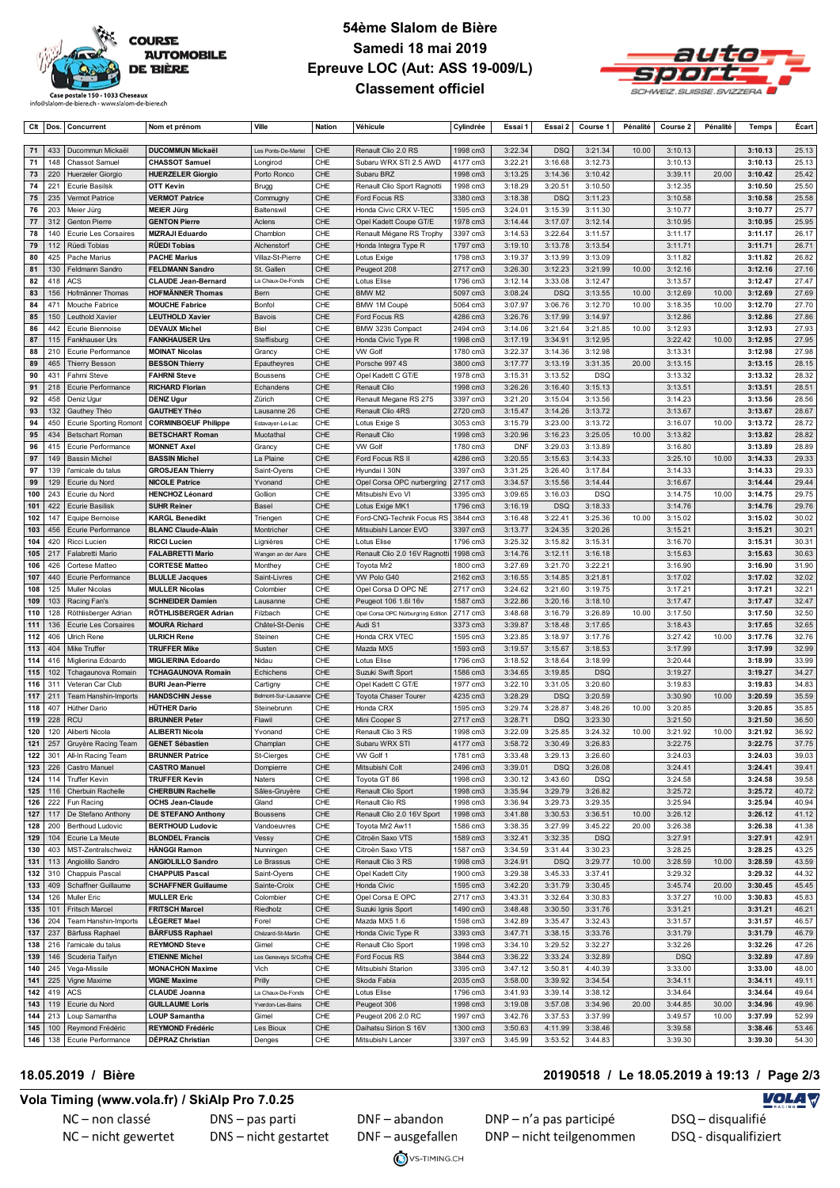# 54ème Slalom de Bière

## Samedi 18 mai 2019

## Epreuve LOC (Aut: ASS 19-009/L)

## Classement officiel

| Clt | Dos. | Concurrent | Nom et prénom | Ville | Nation | Véhicule | Cylindrée | Essai 1 | Essai 2 | Course 1 | Pénalité | Course 2 | Pénalité | Temps | Écart |
|---|---|---|---|---|---|---|---|---|---|---|---|---|---|---|---|
| 71 | 433 | Ducommun Mickaël | **DUCOMMUN Mickaël** | Les Ponts-De-Martel | CHE | Renault Clio 2.0 RS | 1998 cm3 | 3:22.34 | DSQ | 3:21.34 | 10.00 | 3:10.13 | | **3:10.13** | 25.13 |
| 71 | 148 | Chassot Samuel | **CHASSOT Samuel** | Longirod | CHE | Subaru WRX STI 2.5 AWD | 4177 cm3 | 3:22.21 | 3:16.68 | 3:12.73 | | 3:10.13 | | **3:10.13** | 25.13 |
| 73 | 220 | Huerzeler Giorgio | **HUERZELER Giorgio** | Porto Ronco | CHE | Subaru BRZ | 1998 cm3 | 3:13.25 | 3:14.36 | 3:10.42 | | 3:39.11 | 20.00 | **3:10.42** | 25.42 |
| 74 | 221 | Ecurie Basilisk | **OTT Kevin** | Brugg | CHE | Renault Clio Sport Ragnotti | 1998 cm3 | 3:18.29 | 3:20.51 | 3:10.50 | | 3:12.35 | | **3:10.50** | 25.50 |
| 75 | 235 | Vermot Patrice | **VERMOT Patrice** | Commugny | CHE | Ford Focus RS | 3380 cm3 | 3:18.38 | DSQ | 3:11.23 | | 3:10.58 | | **3:10.58** | 25.58 |
| 76 | 203 | Meier Jürg | **MEIER Jürg** | Baltenswil | CHE | Honda Civic CRX V-TEC | 1595 cm3 | 3:24.01 | 3:15.39 | 3:11.30 | | 3:10.77 | | **3:10.77** | 25.77 |
| 77 | 312 | Genton Pierre | **GENTON Pierre** | Aclens | CHE | Opel Kadett Coupe GT/E | 1978 cm3 | 3:14.44 | 3:17.07 | 3:12.14 | | 3:10.95 | | **3:10.95** | 25.95 |
| 78 | 140 | Ecurie Les Corsaires | **MIZRAJI Eduardo** | Chamblon | CHE | Renault Mégane RS Trophy | 3397 cm3 | 3:14.53 | 3:22.64 | 3:11.57 | | 3:11.17 | | **3:11.17** | 26.17 |
| 79 | 112 | Rüedi Tobias | **RÜEDI Tobias** | Alchenstorf | CHE | Honda Integra Type R | 1797 cm3 | 3:19.10 | 3:13.78 | 3:13.54 | | 3:11.71 | | **3:11.71** | 26.71 |
| 80 | 425 | Pache Marius | **PACHE Marius** | Villaz-St-Pierre | CHE | Lotus Exige | 1798 cm3 | 3:19.37 | 3:13.99 | 3:13.09 | | 3:11.82 | | **3:11.82** | 26.82 |
| 81 | 130 | Feldmann Sandro | **FELDMANN Sandro** | St. Gallen | CHE | Peugeot 208 | 2717 cm3 | 3:26.30 | 3:12.23 | 3:21.99 | 10.00 | 3:12.16 | | **3:12.16** | 27.16 |
| 82 | 418 | ACS | **CLAUDE Jean-Bernard** | La Chaux-De-Fonds | CHE | Lotus Elise | 1796 cm3 | 3:12.14 | 3:33.08 | 3:12.47 | | 3:13.57 | | **3:12.47** | 27.47 |
| 83 | 156 | Hofmänner Thomas | **HOFMÄNNER Thomas** | Bern | CHE | BMW M2 | 5097 cm3 | 3:08.24 | DSQ | 3:13.55 | 10.00 | 3:12.69 | 10.00 | **3:12.69** | 27.69 |
| 84 | 471 | Mouche Fabrice | **MOUCHE Fabrice** | Bonfol | CHE | BMW 1M Coupé | 5064 cm3 | 3:07.97 | 3:06.76 | 3:12.70 | 10.00 | 3:18.35 | 10.00 | **3:12.70** | 27.70 |
| 85 | 150 | Leuthold Xavier | **LEUTHOLD Xavier** | Bavois | CHE | Ford Focus RS | 4286 cm3 | 3:26.76 | 3:17.99 | 3:14.97 | | 3:12.86 | | **3:12.86** | 27.86 |
| 86 | 442 | Ecurie Biennoise | **DEVAUX Michel** | Biel | CHE | BMW 323ti Compact | 2494 cm3 | 3:14.06 | 3:21.64 | 3:21.85 | 10.00 | 3:12.93 | | **3:12.93** | 27.93 |
| 87 | 115 | Fankhauser Urs | **FANKHAUSER Urs** | Steffisburg | CHE | Honda Civic Type R | 1998 cm3 | 3:17.19 | 3:34.91 | 3:12.95 | | 3:22.42 | 10.00 | **3:12.95** | 27.95 |
| 88 | 210 | Ecurie Performance | **MOINAT Nicolas** | Grancy | CHE | VW Golf | 1780 cm3 | 3:22.37 | 3:14.36 | 3:12.98 | | 3:13.31 | | **3:12.98** | 27.98 |
| 89 | 465 | Thierry Besson | **BESSON Thierry** | Epautheyres | CHE | Porsche 997 4S | 3800 cm3 | 3:17.77 | 3:13.19 | 3:31.35 | 20.00 | 3:13.15 | | **3:13.15** | 28.15 |
| 90 | 431 | Fahrni Steve | **FAHRNI Steve** | Boussens | CHE | Opel Kadett C GT/E | 1978 cm3 | 3:15.31 | 3:13.52 | DSQ | | 3:13.32 | | **3:13.32** | 28.32 |
| 91 | 218 | Ecurie Performance | **RICHARD Florian** | Echandens | CHE | Renault Clio | 1998 cm3 | 3:26.26 | 3:16.40 | 3:15.13 | | 3:13.51 | | **3:13.51** | 28.51 |
| 92 | 458 | Deniz Ugur | **DENIZ Ugur** | Zürich | CHE | Renault Megane RS 275 | 3397 cm3 | 3:21.20 | 3:15.04 | 3:13.56 | | 3:14.23 | | **3:13.56** | 28.56 |
| 93 | 132 | Gauthey Théo | **GAUTHEY Théo** | Lausanne 26 | CHE | Renault Clio 4RS | 2720 cm3 | 3:15.47 | 3:14.26 | 3:13.72 | | 3:13.67 | | **3:13.67** | 28.67 |
| 94 | 450 | Ecurie Sporting Romont | **CORMINBOEUF Philippe** | Estavayer-Le-Lac | CHE | Lotus Exige S | 3053 cm3 | 3:15.79 | 3:23.00 | 3:13.72 | | 3:16.07 | 10.00 | **3:13.72** | 28.72 |
| 95 | 434 | Betschart Roman | **BETSCHART Roman** | Muotathal | CHE | Renault Clio | 1998 cm3 | 3:20.96 | 3:16.23 | 3:25.05 | 10.00 | 3:13.82 | | **3:13.82** | 28.82 |
| 96 | 415 | Ecurie Performance | **MONNET Axel** | Grancy | CHE | VW Golf | 1780 cm3 | DNF | 3:29.03 | 3:13.89 | | 3:16.80 | | **3:13.89** | 28.89 |
| 97 | 149 | Bassin Michel | **BASSIN Michel** | La Plaine | CHE | Ford Focus RS II | 4286 cm3 | 3:20.55 | 3:15.63 | 3:14.33 | | 3:25.10 | 10.00 | **3:14.33** | 29.33 |
| 97 | 139 | l'amicale du talus | **GROSJEAN Thierry** | Saint-Oyens | CHE | Hyundai I 30N | 3397 cm3 | 3:31.25 | 3:26.40 | 3:17.84 | | 3:14.33 | | **3:14.33** | 29.33 |
| 99 | 129 | Ecurie du Nord | **NICOLE Patrice** | Yvonand | CHE | Opel Corsa OPC nurbergring | 2717 cm3 | 3:34.57 | 3:15.56 | 3:14.44 | | 3:16.67 | | **3:14.44** | 29.44 |
| 100 | 243 | Ecurie du Nord | **HENCHOZ Léonard** | Gollion | CHE | Mitsubishi Evo VI | 3395 cm3 | 3:09.65 | 3:16.03 | DSQ | | 3:14.75 | 10.00 | **3:14.75** | 29.75 |
| 101 | 422 | Ecurie Basilisk | **SUHR Reiner** | Basel | CHE | Lotus Exige MK1 | 1796 cm3 | 3:16.19 | DSQ | 3:18.33 | | 3:14.76 | | **3:14.76** | 29.76 |
| 102 | 147 | Equipe Bernoise | **KARGL Benedikt** | Triengen | CHE | Ford-CNG-Technik Focus RS | 3844 cm3 | 3:16.48 | 3:22.41 | 3:25.36 | 10.00 | 3:15.02 | | **3:15.02** | 30.02 |
| 103 | 456 | Ecurie Performance | **BLANC Claude-Alain** | Montricher | CHE | Mitsubishi Lancer EVO | 3397 cm3 | 3:13.77 | 3:24.35 | 3:20.26 | | 3:15.21 | | **3:15.21** | 30.21 |
| 104 | 420 | Ricci Lucien | **RICCI Lucien** | Lignières | CHE | Lotus Elise | 1796 cm3 | 3:25.32 | 3:15.82 | 3:15.31 | | 3:16.70 | | **3:15.31** | 30.31 |
| 105 | 217 | Falabretti Mario | **FALABRETTI Mario** | Wangen an der Aare | CHE | Renault Clio 2.0 16V Ragnotti | 1998 cm3 | 3:14.76 | 3:12.11 | 3:16.18 | | 3:15.63 | | **3:15.63** | 30.63 |
| 106 | 426 | Cortese Matteo | **CORTESE Matteo** | Monthey | CHE | Toyota Mr2 | 1800 cm3 | 3:27.69 | 3:21.70 | 3:22.21 | | 3:16.90 | | **3:16.90** | 31.90 |
| 107 | 440 | Ecurie Performance | **BLULLE Jacques** | Saint-Livres | CHE | VW Polo G40 | 2162 cm3 | 3:16.55 | 3:14.85 | 3:21.81 | | 3:17.02 | | **3:17.02** | 32.02 |
| 108 | 125 | Muller Nicolas | **MULLER Nicolas** | Colombier | CHE | Opel Corsa D OPC NE | 2717 cm3 | 3:24.62 | 3:21.60 | 3:19.75 | | 3:17.21 | | **3:17.21** | 32.21 |
| 109 | 103 | Racing Fan's | **SCHNEIDER Damien** | Lausanne | CHE | Peugeot 106 1.6i 16v | 1587 cm3 | 3:22.86 | 3:20.16 | 3:18.10 | | 3:17.47 | | **3:17.47** | 32.47 |
| 110 | 128 | Röthlisberger Adrian | **RÖTHLISBERGER Adrian** | Filzbach | CHE | Opel Corsa OPC Nürburgring Edition | 2717 cm3 | 3:48.68 | 3:16.79 | 3:26.89 | 10.00 | 3:17.50 | | **3:17.50** | 32.50 |
| 111 | 136 | Ecurie Les Corsaires | **MOURA Richard** | Châtel-St-Denis | CHE | Audi S1 | 3373 cm3 | 3:39.87 | 3:18.48 | 3:17.65 | | 3:18.43 | | **3:17.65** | 32.65 |
| 112 | 406 | Ulrich Rene | **ULRICH Rene** | Steinen | CHE | Honda CRX VTEC | 1595 cm3 | 3:23.85 | 3:18.97 | 3:17.76 | | 3:27.42 | 10.00 | **3:17.76** | 32.76 |
| 113 | 404 | Mike Truffer | **TRUFFER Mike** | Susten | CHE | Mazda MX5 | 1593 cm3 | 3:19.57 | 3:15.67 | 3:18.53 | | 3:17.99 | | **3:17.99** | 32.99 |
| 114 | 416 | Miglierina Edoardo | **MIGLIERINA Edoardo** | Nidau | CHE | Lotus Elise | 1796 cm3 | 3:18.52 | 3:18.64 | 3:18.99 | | 3:20.44 | | **3:18.99** | 33.99 |
| 115 | 102 | Tchagaunova Romain | **TCHAGAUNOVA Romain** | Echichens | CHE | Suzuki Swift Sport | 1586 cm3 | 3:34.65 | 3:19.85 | DSQ | | 3:19.27 | | **3:19.27** | 34.27 |
| 116 | 311 | Veteran Car Club | **BURI Jean-Pierre** | Cartigny | CHE | Opel Kadett C GT/E | 1977 cm3 | 3:22.10 | 3:31.05 | 3:20.60 | | 3:19.83 | | **3:19.83** | 34.83 |
| 117 | 211 | Team Hanshin-Imports | **HANDSCHIN Jesse** | Belmont-Sur-Lausanne | CHE | Toyota Chaser Tourer | 4235 cm3 | 3:28.29 | DSQ | 3:20.59 | | 3:30.90 | 10.00 | **3:20.59** | 35.59 |
| 118 | 407 | Hüther Dario | **HÜTHER Dario** | Steinebrunn | CHE | Honda CRX | 1595 cm3 | 3:29.74 | 3:28.87 | 3:48.26 | 10.00 | 3:20.85 | | **3:20.85** | 35.85 |
| 119 | 228 | RCU | **BRUNNER Peter** | Flawil | CHE | Mini Cooper S | 2717 cm3 | 3:28.71 | DSQ | 3:23.30 | | 3:21.50 | | **3:21.50** | 36.50 |
| 120 | 120 | Aliberti Nicola | **ALIBERTI Nicola** | Yvonand | CHE | Renault Clio 3 RS | 1998 cm3 | 3:22.09 | 3:25.85 | 3:24.32 | 10.00 | 3:21.92 | 10.00 | **3:21.92** | 36.92 |
| 121 | 257 | Gruyère Racing Team | **GENET Sébastien** | Champlan | CHE | Subaru WRX STI | 4177 cm3 | 3:58.72 | 3:30.49 | 3:26.83 | | 3:22.75 | | **3:22.75** | 37.75 |
| 122 | 301 | All-In Racing Team | **BRUNNER Patrice** | St-Cierges | CHE | VW Golf 1 | 1781 cm3 | 3:33.48 | 3:29.13 | 3:26.60 | | 3:24.03 | | **3:24.03** | 39.03 |
| 123 | 226 | Castro Manuel | **CASTRO Manuel** | Dompierre | CHE | Mitsubishi Colt | 2496 cm3 | 3:39.01 | DSQ | 3:26.08 | | 3:24.41 | | **3:24.41** | 39.41 |
| 124 | 114 | Truffer Kevin | **TRUFFER Kevin** | Naters | CHE | Toyota GT 86 | 1998 cm3 | 3:30.12 | 3:43.60 | DSQ | | 3:24.58 | | **3:24.58** | 39.58 |
| 125 | 116 | Cherbuin Rachelle | **CHERBUIN Rachelle** | Sâles-Gruyère | CHE | Renault Clio Sport | 1998 cm3 | 3:35.94 | 3:29.79 | 3:26.82 | | 3:25.72 | | **3:25.72** | 40.72 |
| 126 | 222 | Fun Racing | **OCHS Jean-Claude** | Gland | CHE | Renault Clio RS | 1998 cm3 | 3:36.94 | 3:29.73 | 3:29.35 | | 3:25.94 | | **3:25.94** | 40.94 |
| 127 | 117 | De Stefano Anthony | **DE STEFANO Anthony** | Boussens | CHE | Renault Clio 2.0 16V Sport | 1998 cm3 | 3:41.88 | 3:30.53 | 3:36.51 | 10.00 | 3:26.12 | | **3:26.12** | 41.12 |
| 128 | 200 | Berthoud Ludovic | **BERTHOUD Ludovic** | Vandoeuvres | CHE | Toyota Mr2 Aw11 | 1586 cm3 | 3:38.35 | 3:27.99 | 3:45.22 | 20.00 | 3:26.38 | | **3:26.38** | 41.38 |
| 129 | 104 | Ecurie La Meute | **BLONDEL Francis** | Vessy | CHE | Citroën Saxo VTS | 1589 cm3 | 3:32.41 | 3:32.35 | DSQ | | 3:27.91 | | **3:27.91** | 42.91 |
| 130 | 403 | MST-Zentralschweiz | **HÄNGGI Ramon** | Nunningen | CHE | Citroën Saxo VTS | 1587 cm3 | 3:34.59 | 3:31.44 | 3:30.23 | | 3:28.25 | | **3:28.25** | 43.25 |
| 131 | 113 | Angiolillo Sandro | **ANGIOLILLO Sandro** | Le Brassus | CHE | Renault Clio 3 RS | 1998 cm3 | 3:24.91 | DSQ | 3:29.77 | 10.00 | 3:28.59 | 10.00 | **3:28.59** | 43.59 |
| 132 | 310 | Chappuis Pascal | **CHAPPUIS Pascal** | Saint-Oyens | CHE | Opel Kadett City | 1900 cm3 | 3:29.38 | 3:45.33 | 3:37.41 | | 3:29.32 | | **3:29.32** | 44.32 |
| 133 | 409 | Schaffner Guillaume | **SCHAFFNER Guillaume** | Sainte-Croix | CHE | Honda Civic | 1595 cm3 | 3:42.20 | 3:31.79 | 3:30.45 | | 3:45.74 | 20.00 | **3:30.45** | 45.45 |
| 134 | 126 | Muller Eric | **MULLER Eric** | Colombier | CHE | Opel Corsa E OPC | 2717 cm3 | 3:43.31 | 3:32.64 | 3:30.83 | | 3:37.27 | 10.00 | **3:30.83** | 45.83 |
| 135 | 101 | Fritsch Marcel | **FRITSCH Marcel** | Riedholz | CHE | Suzuki Ignis Sport | 1490 cm3 | 3:48.48 | 3:30.50 | 3:31.76 | | 3:31.21 | | **3:31.21** | 46.21 |
| 136 | 204 | Team Hanshin-Imports | **LÉGERET Mael** | Forel | CHE | Mazda MX5 1.6 | 1598 cm3 | 3:42.89 | 3:35.47 | 3:32.43 | | 3:31.57 | | **3:31.57** | 46.57 |
| 137 | 237 | Bärfuss Raphael | **BÄRFUSS Raphael** | Chézard-St-Martin | CHE | Honda Civic Type R | 3393 cm3 | 3:47.71 | 3:38.15 | 3:33.76 | | 3:31.79 | | **3:31.79** | 46.79 |
| 138 | 216 | l'amicale du talus | **REYMOND Steve** | Gimel | CHE | Renault Clio Sport | 1998 cm3 | 3:34.10 | 3:29.52 | 3:32.27 | | 3:32.26 | | **3:32.26** | 47.26 |
| 139 | 146 | Scuderia Taifyn | **ETIENNE Michel** | Les Geneveys S/Coffrane | CHE | Ford Focus RS | 3844 cm3 | 3:36.22 | 3:33.24 | 3:32.89 | | DSQ | | **3:32.89** | 47.89 |
| 140 | 245 | Vega-Missile | **MONACHON Maxime** | Vich | CHE | Mitsubishi Starion | 3395 cm3 | 3:47.12 | 3:50.81 | 4:40.39 | | 3:33.00 | | **3:33.00** | 48.00 |
| 141 | 225 | Vigne Maxime | **VIGNE Maxime** | Prilly | CHE | Skoda Fabia | 2035 cm3 | 3:58.00 | 3:39.92 | 3:34.54 | | 3:34.11 | | **3:34.11** | 49.11 |
| 142 | 419 | ACS | **CLAUDE Joanna** | La Chaux-De-Fonds | CHE | Lotus Elise | 1796 cm3 | 3:41.93 | 3:39.14 | 3:38.12 | | 3:34.64 | | **3:34.64** | 49.64 |
| 143 | 119 | Ecurie du Nord | **GUILLAUME Loris** | Yverdon-Les-Bains | CHE | Peugeot 306 | 1998 cm3 | 3:19.08 | 3:57.08 | 3:34.96 | 20.00 | 3:44.85 | 30.00 | **3:34.96** | 49.96 |
| 144 | 213 | Loup Samantha | **LOUP Samantha** | Gimel | CHE | Peugeot 206 2.0 RC | 1997 cm3 | 3:42.76 | 3:37.53 | 3:37.99 | | 3:49.57 | 10.00 | **3:37.99** | 52.99 |
| 145 | 100 | Reymond Frédéric | **REYMOND Frédéric** | Les Bioux | CHE | Daihatsu Sirion S 16V | 1300 cm3 | 3:50.63 | 4:11.99 | 3:38.46 | | 3:39.58 | | **3:38.46** | 53.46 |
| 146 | 138 | Ecurie Performance | **DÉPRAZ Christian** | Denges | CHE | Mitsubishi Lancer | 3397 cm3 | 3:45.99 | 3:53.52 | 3:44.83 | | 3:39.30 | | **3:39.30** | 54.30 |

**18.05.2019 / Bière** — **20190518 / Le 18.05.2019 à 19:13**

**Vola Timing (www.vola.fr) / SkiAlp Pro 7.0.25**

| | | | | |
|---|---|---|---|---|
| NC – non classé | DNS – pas parti | DNF – abandon | DNP – n'a pas participé | DSQ – disqualifié |
| NC – nicht gewertet | DNS – nicht gestartet | DNF – ausgefallen | DNP – nicht teilgenommen | DSQ - disqualifiziert |

VS-TIMING.CH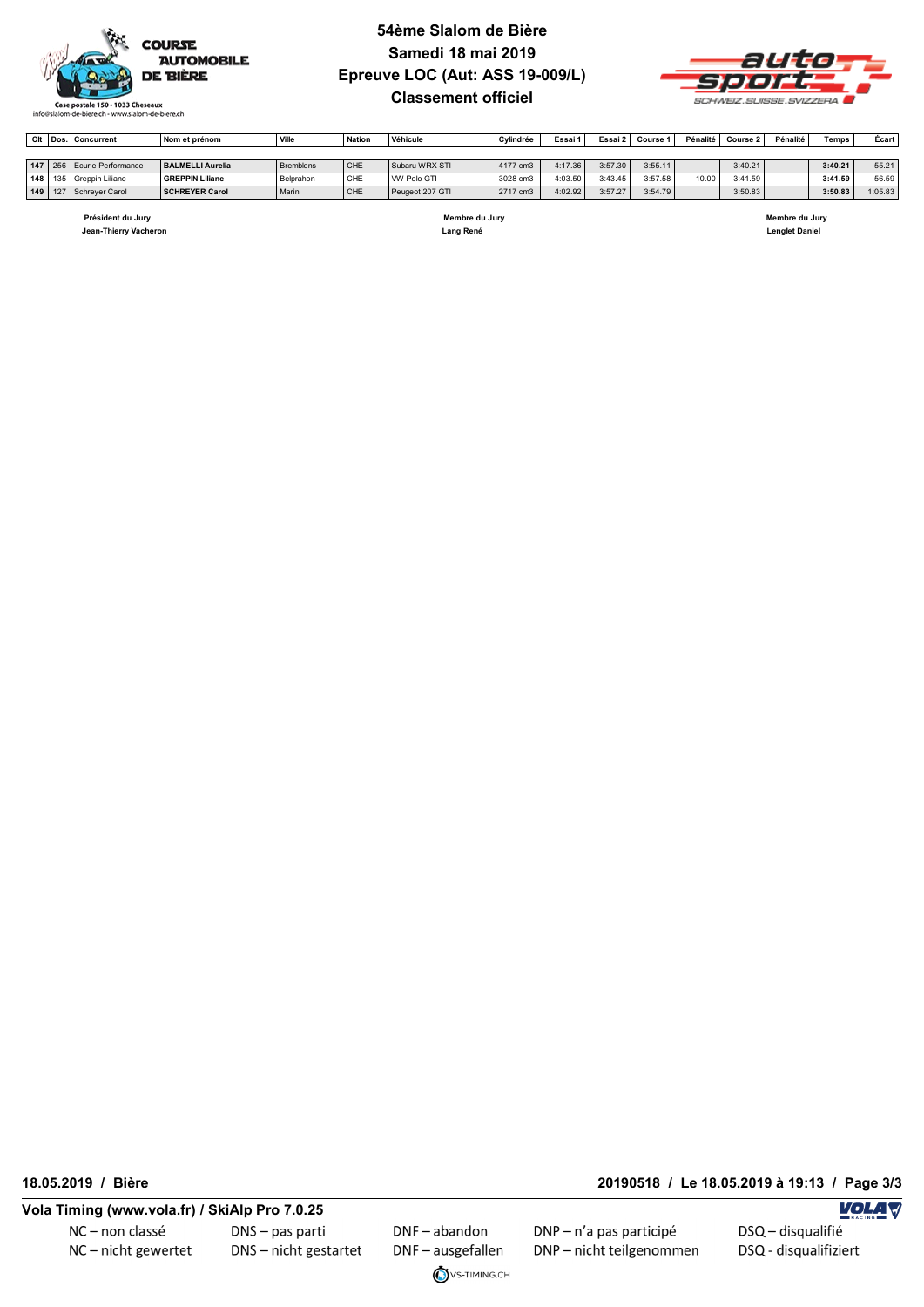# 54ème Slalom de Bière
## Samedi 18 mai 2019
## Epreuve LOC (Aut: ASS 19-009/L)
## Classement officiel

COURSE AUTOMOBILE DE BIÈRE
Case postale 150 - 1033 Cheseaux
info@slalom-de-biere.ch - www.slalom-de-biere.ch

| Clt | Dos. | Concurrent | Nom et prénom | Ville | Nation | Véhicule | Cylindrée | Essai 1 | Essai 2 | Course 1 | Pénalité | Course 2 | Pénalité | Temps | Écart |
|---|---|---|---|---|---|---|---|---|---|---|---|---|---|---|---|
| **147** | 256 | Ecurie Performance | **BALMELLI Aurelia** | Bremblens | CHE | Subaru WRX STI | 4177 cm3 | 4:17.36 | 3:57.30 | 3:55.11 | | 3:40.21 | | **3:40.21** | 55.21 |
| **148** | 135 | Greppin Liliane | **GREPPIN Liliane** | Belprahon | CHE | VW Polo GTI | 3028 cm3 | 4:03.50 | 3:43.45 | 3:57.58 | 10.00 | 3:41.59 | | **3:41.59** | 56.59 |
| **149** | 127 | Schreyer Carol | **SCHREYER Carol** | Marin | CHE | Peugeot 207 GTI | 2717 cm3 | 4:02.92 | 3:57.27 | 3:54.79 | | 3:50.83 | | **3:50.83** | 1:05.83 |

**Président du Jury**
**Jean-Thierry Vacheron**

**Membre du Jury**
**Lang René**

**Membre du Jury**
**Lenglet Daniel**

**18.05.2019 / Bière** — **20190518 / Le 18.05.2019 à 19:13**

**Vola Timing (www.vola.fr) / SkiAlp Pro 7.0.25**

NC – non classé | DNS – pas parti | DNF – abandon | DNP – n'a pas participé | DSQ – disqualifié
NC – nicht gewertet | DNS – nicht gestartet | DNF – ausgefallen | DNP – nicht teilgenommen | DSQ - disqualifiziert

VS-TIMING.CH